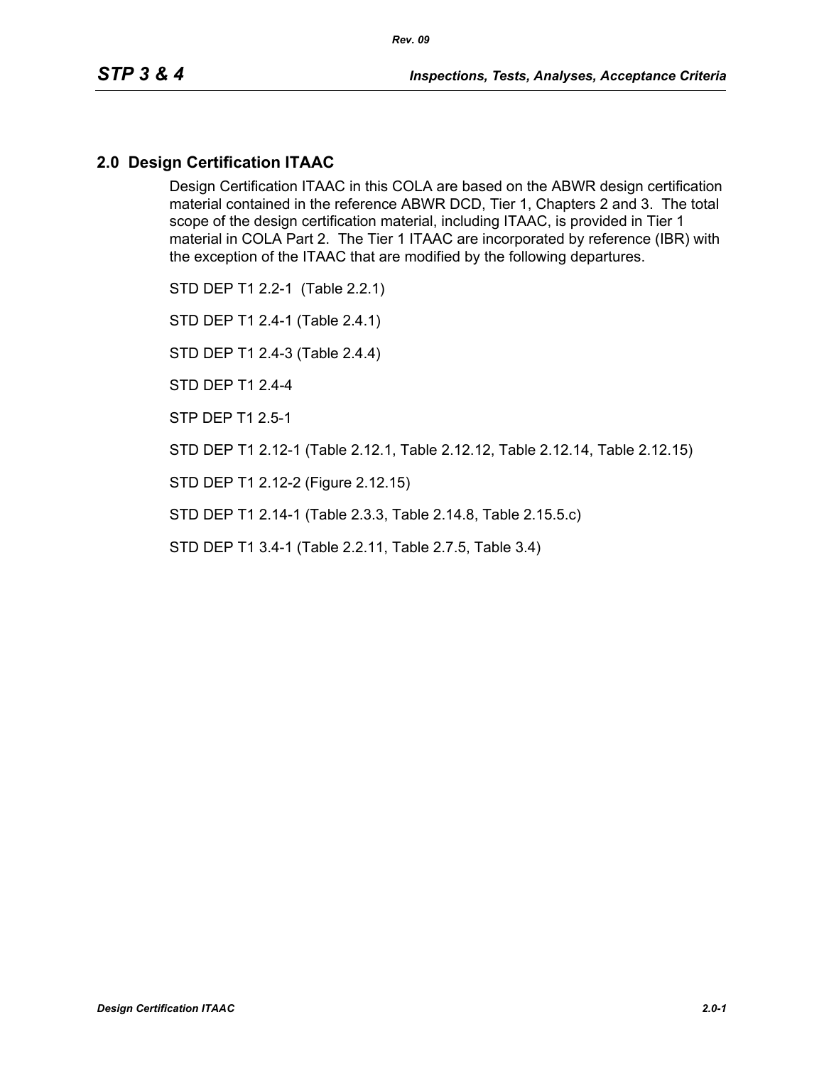## 2.0 Design Certification ITAAC

Design Certification ITAAC in this COLA are based on the ABWR design certification material contained in the reference ABWR DCD, Tier 1, Chapters 2 and 3. The total scope of the design certification material, including ITAAC, is provided in Tier 1 material in COLA Part 2. The Tier 1 ITAAC are incorporated by reference (IBR) with the exception of the ITAAC that are modified by the following departures.

STD DEP T1 2.2-1 (Table 2.2.1)

STD DEP T1 2.4-1 (Table 2.4.1)

STD DEP T1 2.4-3 (Table 2.4.4)

STD DEP T1 2.4-4

STP DEP T1 2.5-1

STD DEP T1 2.12-1 (Table 2.12.1, Table 2.12.12, Table 2.12.14, Table 2.12.15)

STD DEP T1 2.12-2 (Figure 2.12.15)

STD DEP T1 2.14-1 (Table 2.3.3, Table 2.14.8, Table 2.15.5.c)

STD DEP T1 3.4-1 (Table 2.2.11, Table 2.7.5, Table 3.4)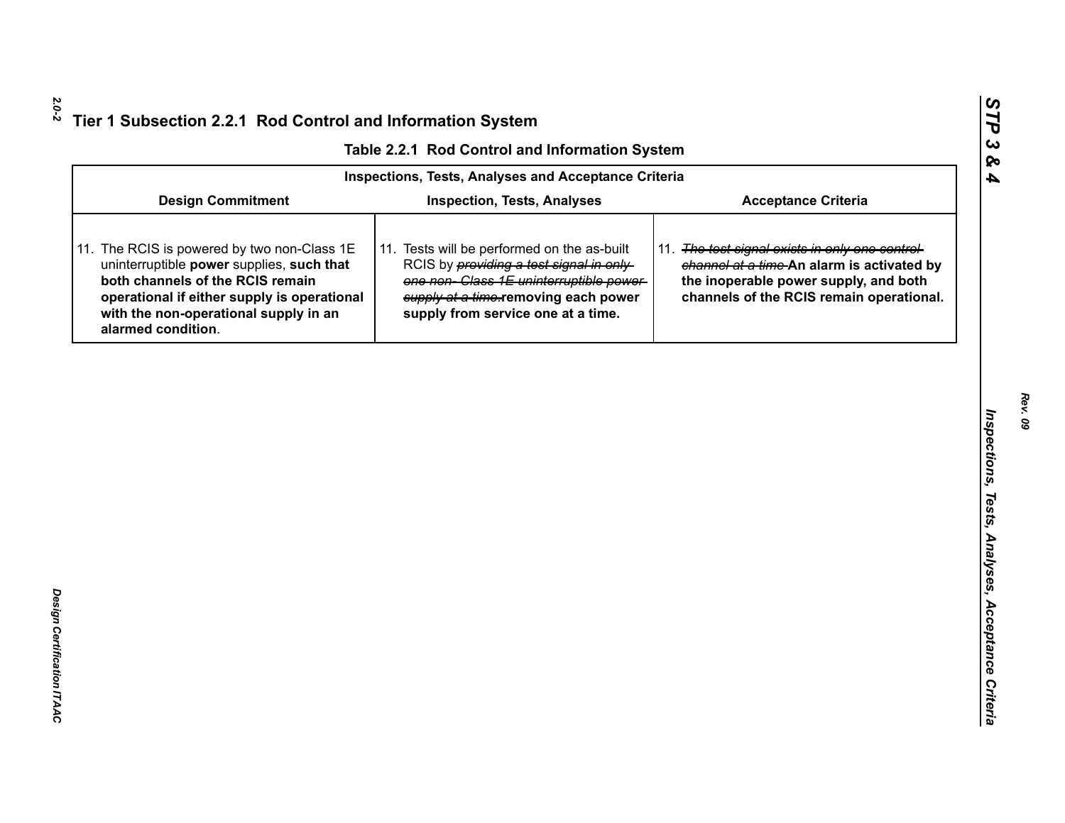## Tier 1 Subsection 2.2.1 Rod Control and Information System

**Table 2.2.1 Rod Control and Information System**

| Inspections, Tests, Analyses and Acceptance Criteria | | |
|---|---|---|
| **Design Commitment** | **Inspection, Tests, Analyses** | **Acceptance Criteria** |
| 11. The RCIS is powered by two non-Class 1E uninterruptible **power** supplies, **such that both channels of the RCIS remain operational if either supply is operational with the non-operational supply in an alarmed condition**. | 11. Tests will be performed on the as-built RCIS by ~~providing a test signal in only one non- Class 1E uninterruptible power supply at a time.~~**removing each power supply from service one at a time.** | 11. ~~The test signal exists in only one control channel at a time~~ **An alarm is activated by the inoperable power supply, and both channels of the RCIS remain operational.** |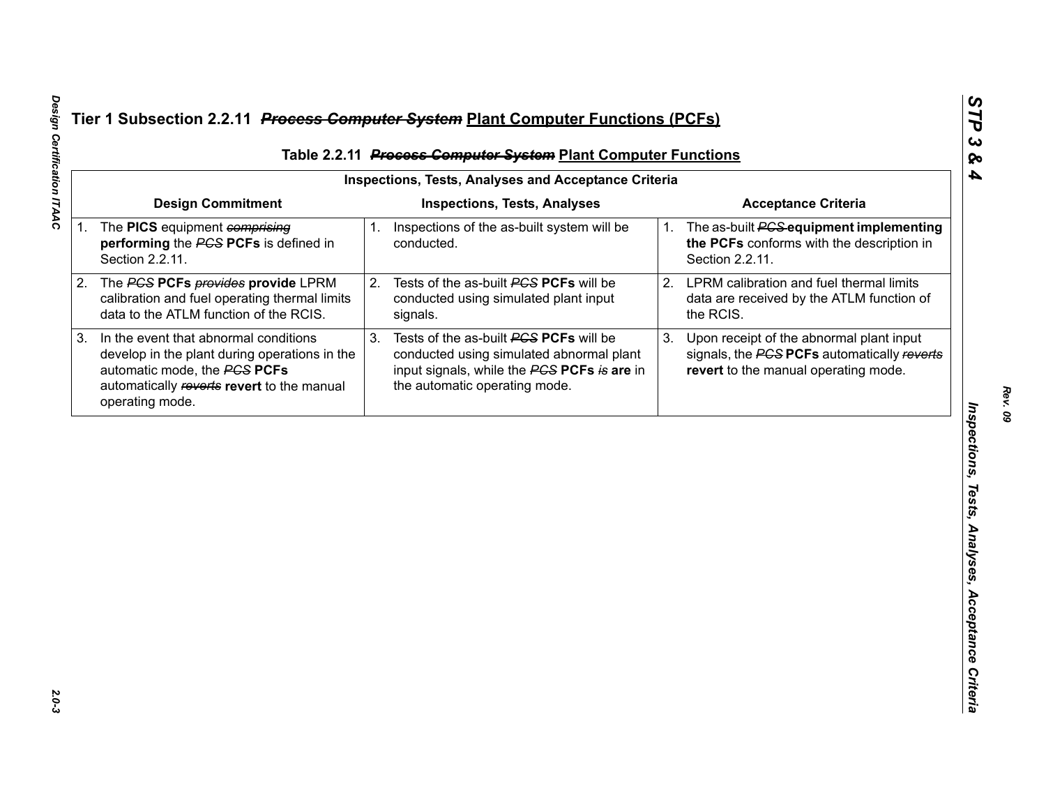# Tier 1 Subsection 2.2.11 ~~*Process Computer System*~~ Plant Computer Functions (PCFs)

## Table 2.2.11 ~~*Process Computer System*~~ Plant Computer Functions

| Inspections, Tests, Analyses and Acceptance Criteria | | |
|---|---|---|
| **Design Commitment** | **Inspections, Tests, Analyses** | **Acceptance Criteria** |
| 1. The **PICS** equipment ~~*comprising*~~ **performing** the ~~*PCS*~~ **PCFs** is defined in Section 2.2.11. | 1. Inspections of the as-built system will be conducted. | 1. The as-built ~~*PCS*~~ **equipment implementing the PCFs** conforms with the description in Section 2.2.11. |
| 2. The ~~*PCS*~~ **PCFs** ~~*provides*~~ **provide** LPRM calibration and fuel operating thermal limits data to the ATLM function of the RCIS. | 2. Tests of the as-built ~~*PCS*~~ **PCFs** will be conducted using simulated plant input signals. | 2. LPRM calibration and fuel thermal limits data are received by the ATLM function of the RCIS. |
| 3. In the event that abnormal conditions develop in the plant during operations in the automatic mode, the ~~*PCS*~~ **PCFs** automatically ~~*reverts*~~ **revert** to the manual operating mode. | 3. Tests of the as-built ~~*PCS*~~ **PCFs** will be conducted using simulated abnormal plant input signals, while the ~~*PCS*~~ **PCFs** ~~*is*~~ **are** in the automatic operating mode. | 3. Upon receipt of the abnormal plant input signals, the ~~*PCS*~~ **PCFs** automatically ~~*reverts*~~ **revert** to the manual operating mode. |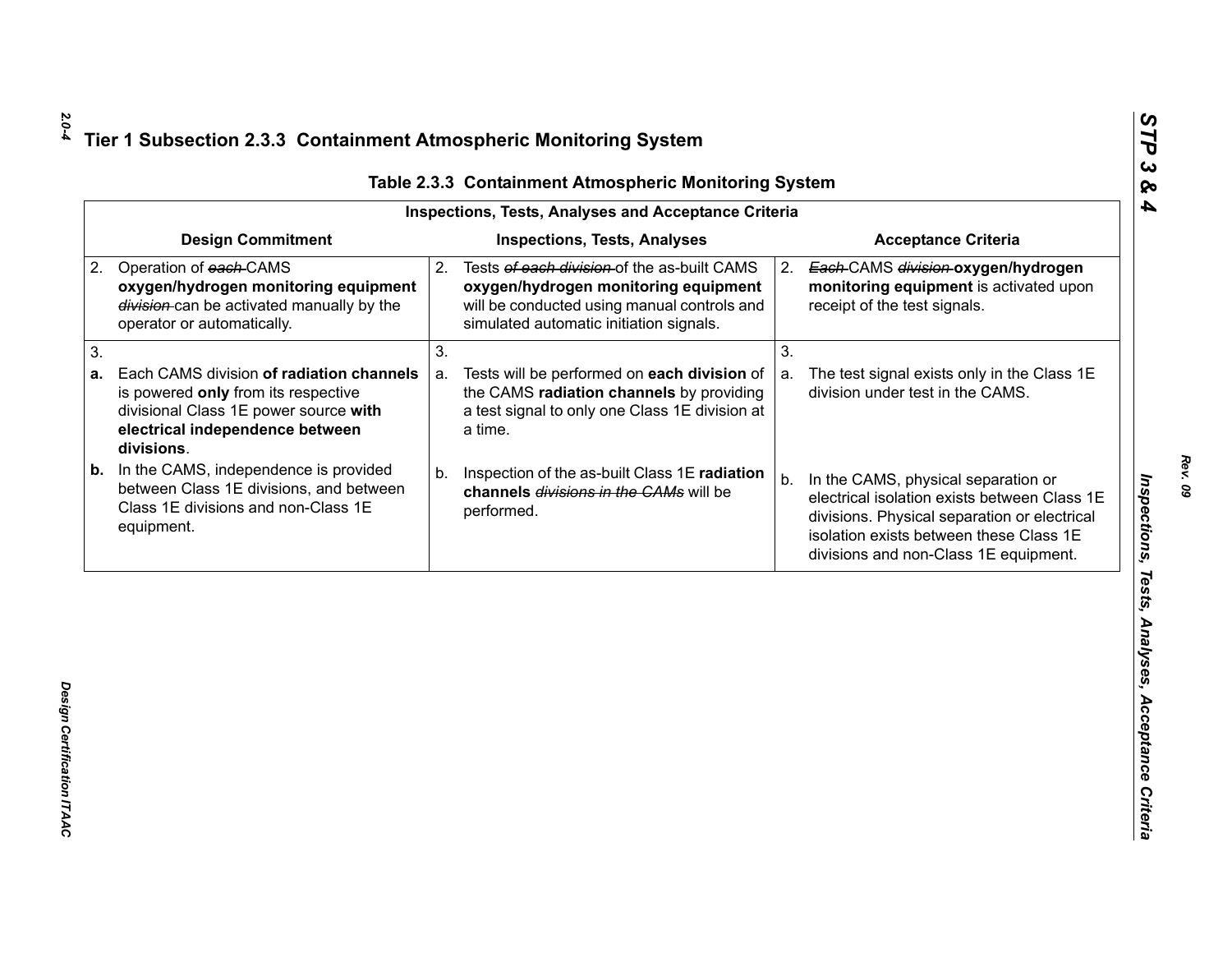## Tier 1 Subsection 2.3.3 Containment Atmospheric Monitoring System

**Table 2.3.3 Containment Atmospheric Monitoring System**

| Inspections, Tests, Analyses and Acceptance Criteria | | |
|---|---|---|
| **Design Commitment** | **Inspections, Tests, Analyses** | **Acceptance Criteria** |
| 2. Operation of ~~each~~ CAMS **oxygen/hydrogen monitoring equipment** ~~division~~ can be activated manually by the operator or automatically. | 2. Tests ~~of each division~~ of the as-built CAMS **oxygen/hydrogen monitoring equipment** will be conducted using manual controls and simulated automatic initiation signals. | 2. ~~Each~~ CAMS ~~division~~ **oxygen/hydrogen monitoring equipment** is activated upon receipt of the test signals. |
| 3.<br>**a.** Each CAMS division **of radiation channels** is powered **only** from its respective divisional Class 1E power source **with electrical independence between divisions**.<br>**b.** In the CAMS, independence is provided between Class 1E divisions, and between Class 1E divisions and non-Class 1E equipment. | 3.<br>a. Tests will be performed on **each division** of the CAMS **radiation channels** by providing a test signal to only one Class 1E division at a time.<br>b. Inspection of the as-built Class 1E **radiation channels** ~~divisions in the CAMs~~ will be performed. | 3.<br>a. The test signal exists only in the Class 1E division under test in the CAMS.<br>b. In the CAMS, physical separation or electrical isolation exists between Class 1E divisions. Physical separation or electrical isolation exists between these Class 1E divisions and non-Class 1E equipment. |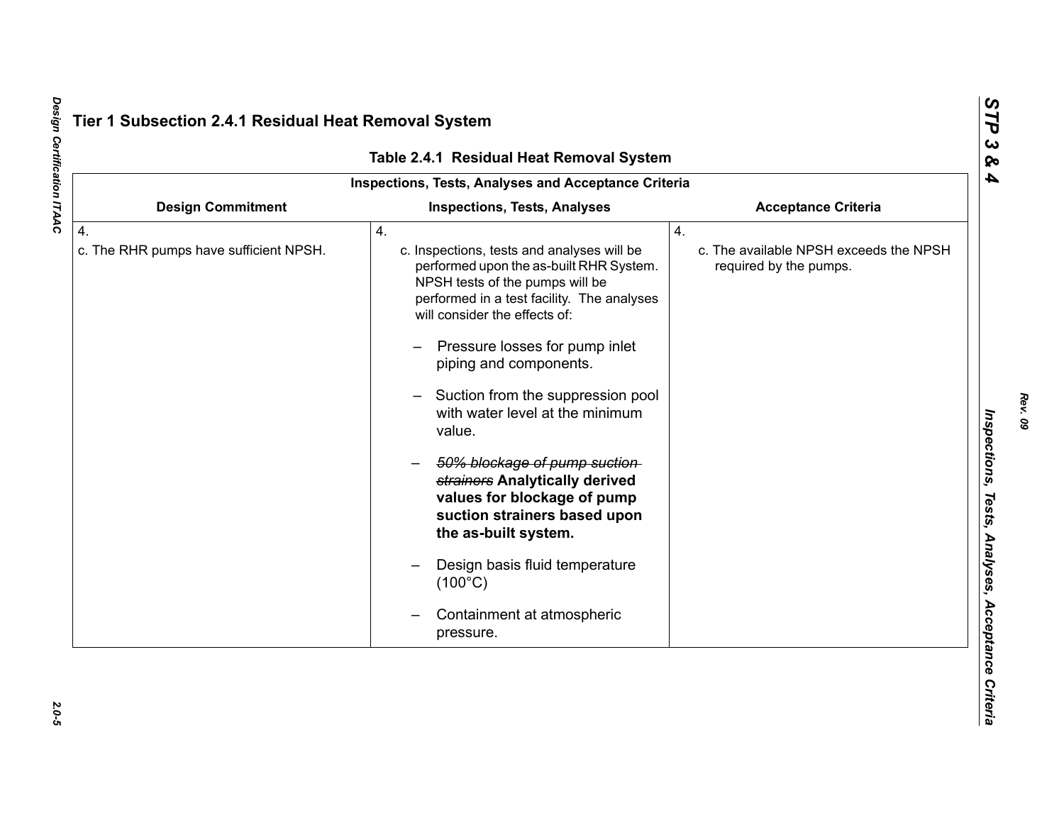## Tier 1 Subsection 2.4.1 Residual Heat Removal System

**Table 2.4.1 Residual Heat Removal System**

| Inspections, Tests, Analyses and Acceptance Criteria | | |
|---|---|---|
| **Design Commitment** | **Inspections, Tests, Analyses** | **Acceptance Criteria** |
| 4.<br>c. The RHR pumps have sufficient NPSH. | 4.<br>c. Inspections, tests and analyses will be performed upon the as-built RHR System. NPSH tests of the pumps will be performed in a test facility. The analyses will consider the effects of:<br>– Pressure losses for pump inlet piping and components.<br>– Suction from the suppression pool with water level at the minimum value.<br>– ~~50% blockage of pump suction strainers~~ **Analytically derived values for blockage of pump suction strainers based upon the as-built system.**<br>– Design basis fluid temperature (100°C)<br>– Containment at atmospheric pressure. | 4.<br>c. The available NPSH exceeds the NPSH required by the pumps. |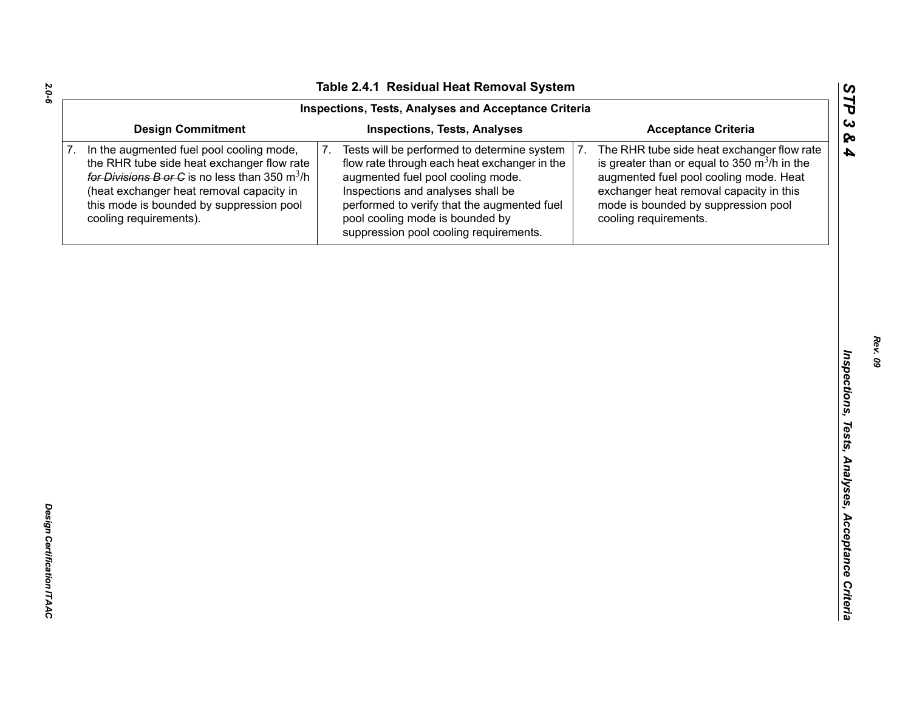## Table 2.4.1 Residual Heat Removal System

| Inspections, Tests, Analyses and Acceptance Criteria | | |
|---|---|---|
| **Design Commitment** | **Inspections, Tests, Analyses** | **Acceptance Criteria** |
| 7. In the augmented fuel pool cooling mode, the RHR tube side heat exchanger flow rate ~~*for Divisions B or C*~~ is no less than 350 $m^3$/h (heat exchanger heat removal capacity in this mode is bounded by suppression pool cooling requirements). | 7. Tests will be performed to determine system flow rate through each heat exchanger in the augmented fuel pool cooling mode. Inspections and analyses shall be performed to verify that the augmented fuel pool cooling mode is bounded by suppression pool cooling requirements. | 7. The RHR tube side heat exchanger flow rate is greater than or equal to 350 $m^3$/h in the augmented fuel pool cooling mode. Heat exchanger heat removal capacity in this mode is bounded by suppression pool cooling requirements. |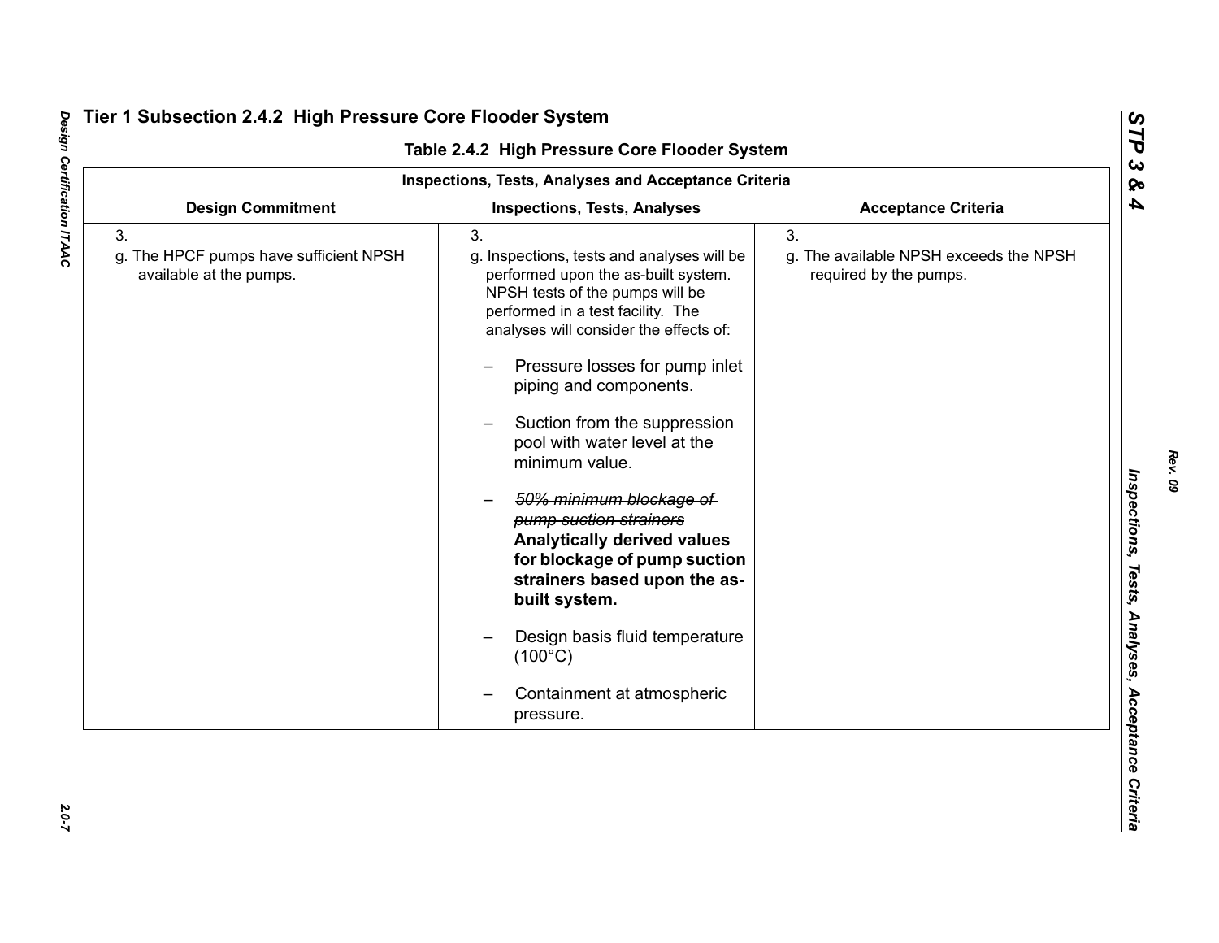## Tier 1 Subsection 2.4.2 High Pressure Core Flooder System

### Table 2.4.2 High Pressure Core Flooder System

| Inspections, Tests, Analyses and Acceptance Criteria | | |
|---|---|---|
| **Design Commitment** | **Inspections, Tests, Analyses** | **Acceptance Criteria** |
| 3.<br>g. The HPCF pumps have sufficient NPSH available at the pumps. | 3.<br>g. Inspections, tests and analyses will be performed upon the as-built system. NPSH tests of the pumps will be performed in a test facility. The analyses will consider the effects of:<br>– Pressure losses for pump inlet piping and components.<br>– Suction from the suppression pool with water level at the minimum value.<br>– ~~*50% minimum blockage of pump suction strainers*~~ **Analytically derived values for blockage of pump suction strainers based upon the as-built system.**<br>– Design basis fluid temperature (100°C)<br>– Containment at atmospheric pressure. | 3.<br>g. The available NPSH exceeds the NPSH required by the pumps. |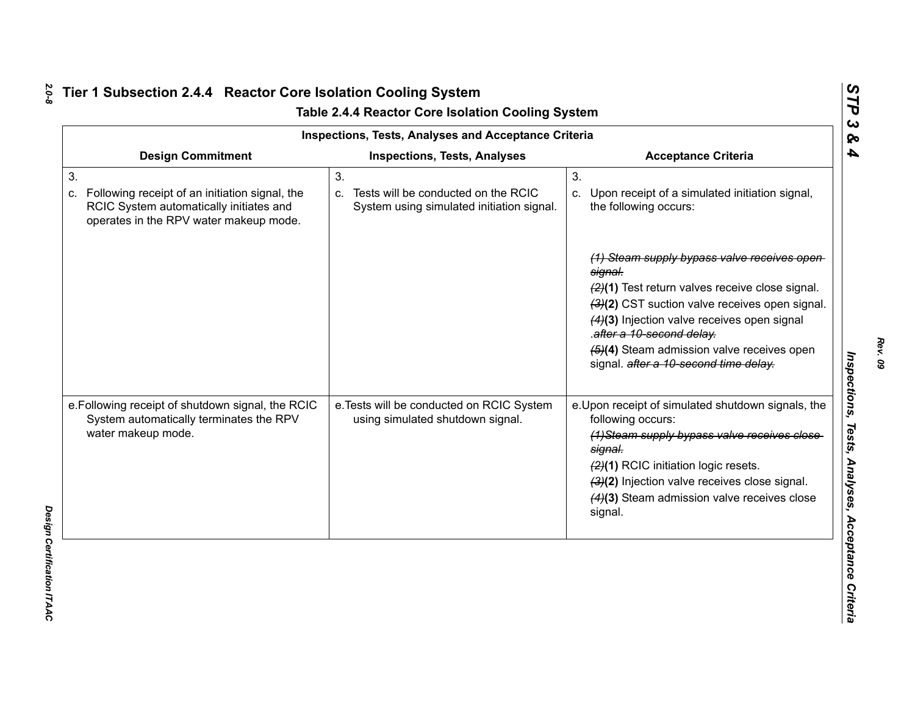# Tier 1 Subsection 2.4.4 Reactor Core Isolation Cooling System

**Table 2.4.4 Reactor Core Isolation Cooling System**

| Inspections, Tests, Analyses and Acceptance Criteria | | |
|---|---|---|
| **Design Commitment** | **Inspections, Tests, Analyses** | **Acceptance Criteria** |
| 3.<br>c. Following receipt of an initiation signal, the RCIC System automatically initiates and operates in the RPV water makeup mode. | 3.<br>c. Tests will be conducted on the RCIC System using simulated initiation signal. | 3.<br>c. Upon receipt of a simulated initiation signal, the following occurs:<br>~~*(1) Steam supply bypass valve receives open signal.*~~<br>~~*(2)*~~**(1)** Test return valves receive close signal.<br>~~*(3)*~~**(2)** CST suction valve receives open signal.<br>~~*(4)*~~**(3)** Injection valve receives open signal .~~*after a 10-second delay.*~~<br>~~*(5)*~~**(4)** Steam admission valve receives open signal. ~~*after a 10-second time delay.*~~ |
| e. Following receipt of shutdown signal, the RCIC System automatically terminates the RPV water makeup mode. | e. Tests will be conducted on RCIC System using simulated shutdown signal. | e. Upon receipt of simulated shutdown signals, the following occurs:<br>~~*(1)Steam supply bypass valve receives close signal.*~~<br>~~*(2)*~~**(1)** RCIC initiation logic resets.<br>~~*(3)*~~**(2)** Injection valve receives close signal.<br>~~*(4)*~~**(3)** Steam admission valve receives close signal. |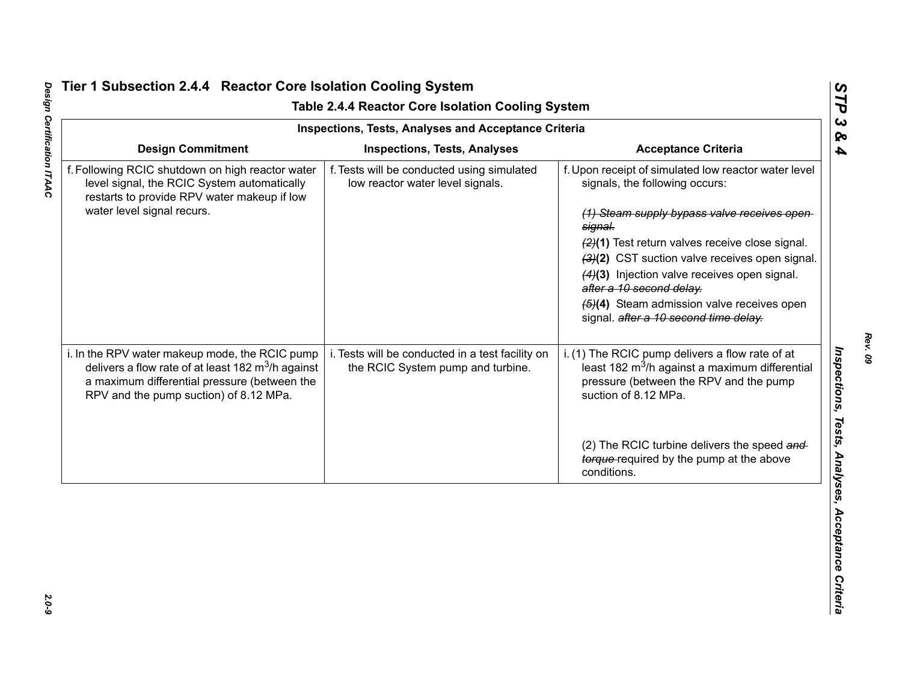## Tier 1 Subsection 2.4.4 Reactor Core Isolation Cooling System

### Table 2.4.4 Reactor Core Isolation Cooling System

| Inspections, Tests, Analyses and Acceptance Criteria | | |
|---|---|---|
| **Design Commitment** | **Inspections, Tests, Analyses** | **Acceptance Criteria** |
| f. Following RCIC shutdown on high reactor water level signal, the RCIC System automatically restarts to provide RPV water makeup if low water level signal recurs. | f. Tests will be conducted using simulated low reactor water level signals. | f. Upon receipt of simulated low reactor water level signals, the following occurs:<br><br>~~*(1) Steam supply bypass valve receives open signal.*~~<br>~~*(2)*~~**(1)** Test return valves receive close signal.<br>~~*(3)*~~**(2)** CST suction valve receives open signal.<br>~~*(4)*~~**(3)** Injection valve receives open signal. ~~*after a 10 second delay.*~~<br>~~*(5)*~~**(4)** Steam admission valve receives open signal. ~~*after a 10 second time delay.*~~ |
| i. In the RPV water makeup mode, the RCIC pump delivers a flow rate of at least 182 $m^3/h$ against a maximum differential pressure (between the RPV and the pump suction) of 8.12 MPa. | i. Tests will be conducted in a test facility on the RCIC System pump and turbine. | i. (1) The RCIC pump delivers a flow rate of at least 182 $m^3/h$ against a maximum differential pressure (between the RPV and the pump suction of 8.12 MPa.<br><br>(2) The RCIC turbine delivers the speed ~~*and torque*~~ required by the pump at the above conditions. |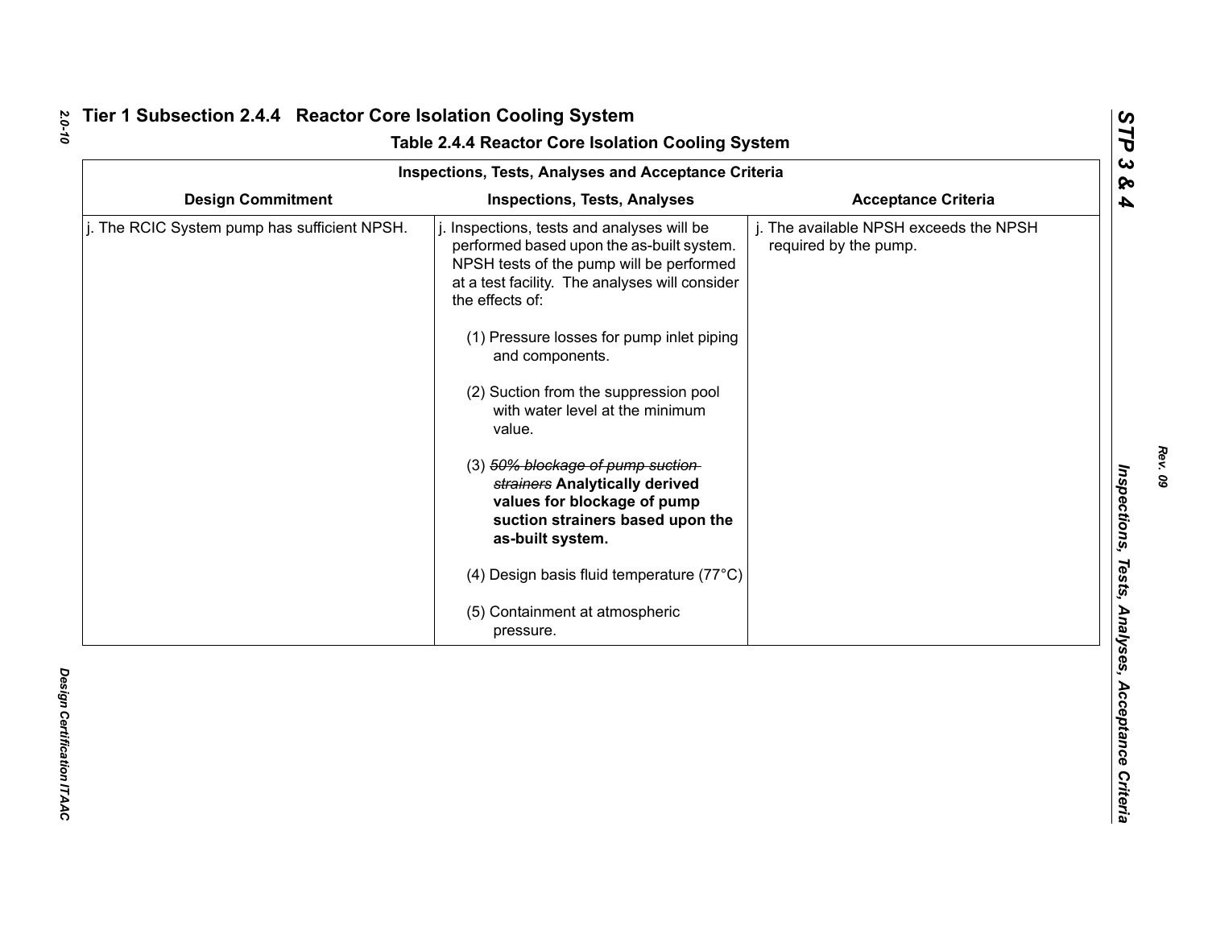## Tier 1 Subsection 2.4.4 Reactor Core Isolation Cooling System

### Table 2.4.4 Reactor Core Isolation Cooling System

| Inspections, Tests, Analyses and Acceptance Criteria | | |
|---|---|---|
| **Design Commitment** | **Inspections, Tests, Analyses** | **Acceptance Criteria** |
| j. The RCIC System pump has sufficient NPSH. | j. Inspections, tests and analyses will be performed based upon the as-built system. NPSH tests of the pump will be performed at a test facility. The analyses will consider the effects of:<br><br>(1) Pressure losses for pump inlet piping and components.<br><br>(2) Suction from the suppression pool with water level at the minimum value.<br><br>(3) ~~*50% blockage of pump suction strainers*~~ **Analytically derived values for blockage of pump suction strainers based upon the as-built system.**<br><br>(4) Design basis fluid temperature (77°C)<br><br>(5) Containment at atmospheric pressure. | j. The available NPSH exceeds the NPSH required by the pump. |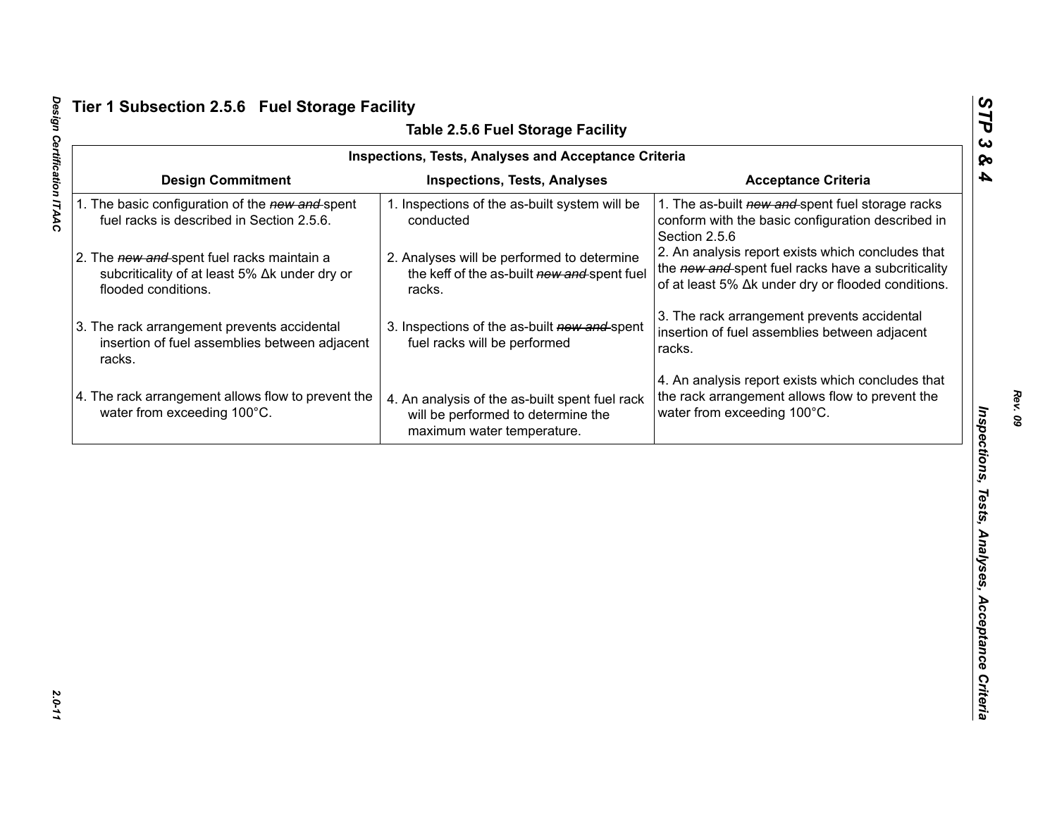# Tier 1 Subsection 2.5.6 Fuel Storage Facility

**Table 2.5.6 Fuel Storage Facility**

| Inspections, Tests, Analyses and Acceptance Criteria | | |
|---|---|---|
| **Design Commitment** | **Inspections, Tests, Analyses** | **Acceptance Criteria** |
| 1. The basic configuration of the ~~*new and*~~ spent fuel racks is described in Section 2.5.6. | 1. Inspections of the as-built system will be conducted | 1. The as-built ~~*new and*~~ spent fuel storage racks conform with the basic configuration described in Section 2.5.6 |
| 2. The ~~*new and*~~ spent fuel racks maintain a subcriticality of at least 5% Δk under dry or flooded conditions. | 2. Analyses will be performed to determine the keff of the as-built ~~*new and*~~ spent fuel racks. | 2. An analysis report exists which concludes that the ~~*new and*~~ spent fuel racks have a subcriticality of at least 5% Δk under dry or flooded conditions. |
| 3. The rack arrangement prevents accidental insertion of fuel assemblies between adjacent racks. | 3. Inspections of the as-built ~~*new and*~~ spent fuel racks will be performed | 3. The rack arrangement prevents accidental insertion of fuel assemblies between adjacent racks. |
| 4. The rack arrangement allows flow to prevent the water from exceeding 100°C. | 4. An analysis of the as-built spent fuel rack will be performed to determine the maximum water temperature. | 4. An analysis report exists which concludes that the rack arrangement allows flow to prevent the water from exceeding 100°C. |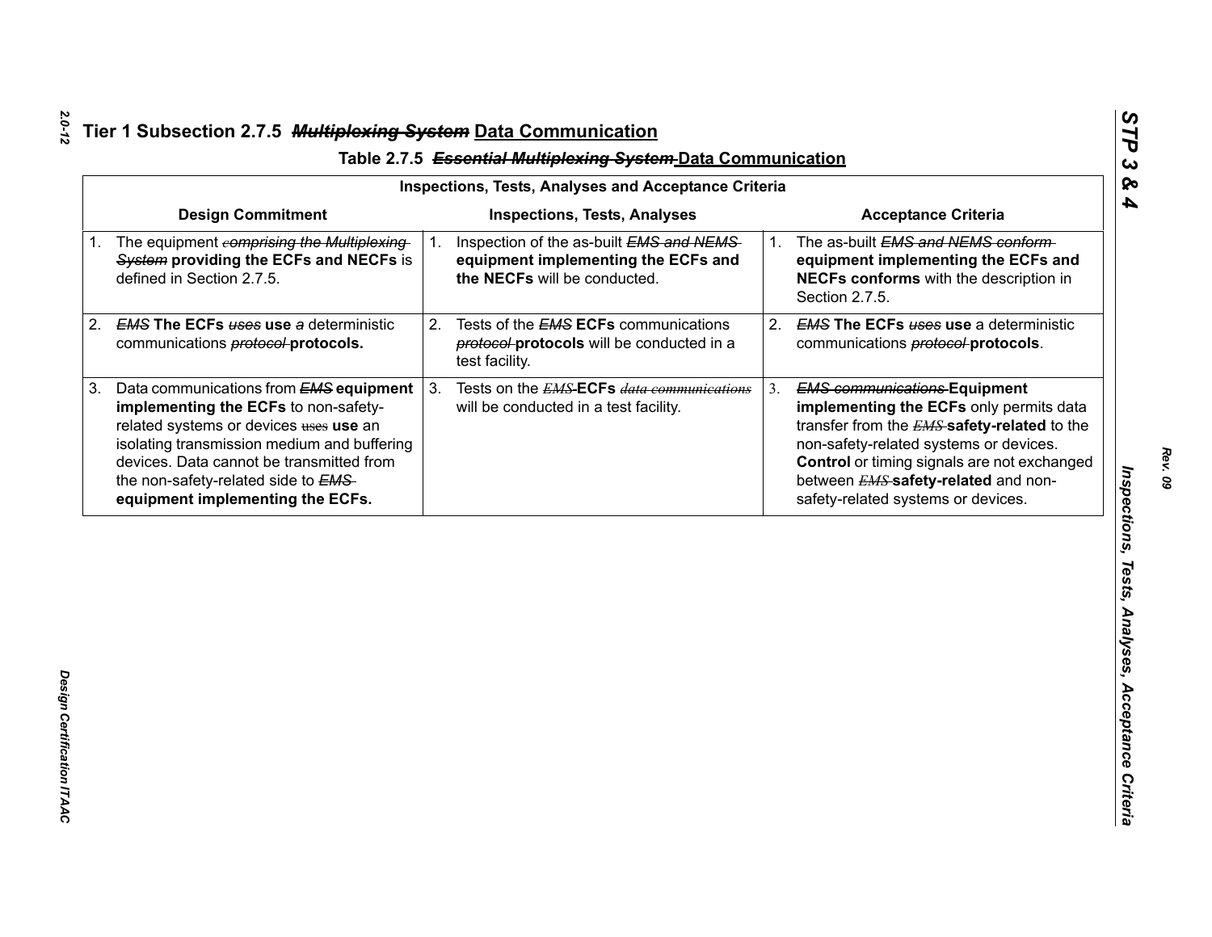## Tier 1 Subsection 2.7.5 ~~*Multiplexing System*~~ Data Communication

### Table 2.7.5 ~~*Essential Multiplexing System*~~ Data Communication

| Inspections, Tests, Analyses and Acceptance Criteria | | |
|---|---|---|
| **Design Commitment** | **Inspections, Tests, Analyses** | **Acceptance Criteria** |
| 1. The equipment ~~*comprising the Multiplexing System*~~ **providing the ECFs and NECFs** is defined in Section 2.7.5. | 1. Inspection of the as-built ~~*EMS and NEMS*~~ **equipment implementing the ECFs and the NECFs** will be conducted. | 1. The as-built ~~*EMS and NEMS conform*~~ **equipment implementing the ECFs and NECFs conforms** with the description in Section 2.7.5. |
| 2. ~~*EMS*~~ **The ECFs** ~~*uses*~~ **use** ~~*a*~~ deterministic communications ~~*protocol*~~ **protocols.** | 2. Tests of the ~~*EMS*~~ **ECFs** communications ~~*protocol*~~ **protocols** will be conducted in a test facility. | 2. ~~*EMS*~~ **The ECFs** ~~*uses*~~ **use** a deterministic communications ~~*protocol*~~ **protocols**. |
| 3. Data communications from ~~*EMS*~~ **equipment implementing the ECFs** to non-safety-related systems or devices ~~uses~~ **use** an isolating transmission medium and buffering devices. Data cannot be transmitted from the non-safety-related side to ~~*EMS*~~ **equipment implementing the ECFs.** | 3. Tests on the ~~*EMS*~~-**ECFs** ~~*data communications*~~ will be conducted in a test facility. | 3. ~~*EMS communications*~~ **Equipment implementing the ECFs** only permits data transfer from the ~~*EMS*~~ **safety-related** to the non-safety-related systems or devices. **Control** or timing signals are not exchanged between ~~*EMS*~~ **safety-related** and non-safety-related systems or devices. |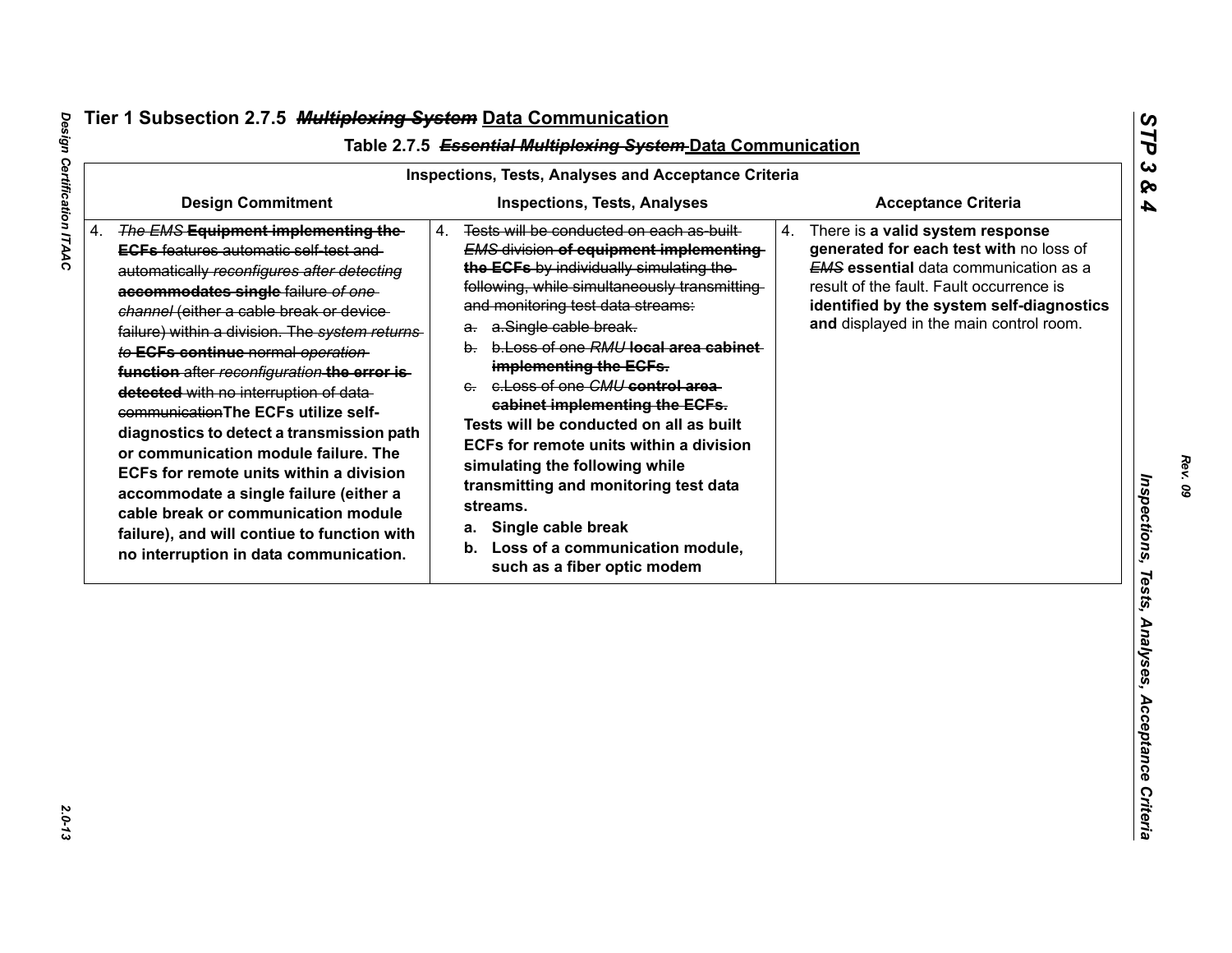## Tier 1 Subsection 2.7.5 ~~*Multiplexing System*~~ Data Communication

### Table 2.7.5 ~~*Essential Multiplexing System*~~ Data Communication

| Inspections, Tests, Analyses and Acceptance Criteria | | |
|---|---|---|
| **Design Commitment** | **Inspections, Tests, Analyses** | **Acceptance Criteria** |
| 4. ~~*The EMS*~~ ~~**Equipment implementing the ECFs**~~ ~~features automatic self-test and automatically~~ ~~*reconfigures after detecting*~~ ~~**accommodates single**~~ ~~failure~~ ~~*of one channel*~~ ~~(either a cable break or device failure) within a division. The~~ ~~*system returns to*~~ ~~**ECFs continue**~~ ~~normal~~ ~~*operation*~~ ~~**function**~~ ~~after~~ ~~*reconfiguration*~~ ~~**the error is detected**~~ ~~with no interruption of data communication~~**The ECFs utilize self-diagnostics to detect a transmission path or communication module failure. The ECFs for remote units within a division accommodate a single failure (either a cable break or communication module failure), and will contiue to function with no interruption in data communication.** | 4. ~~Tests will be conducted on each as-built~~ ~~*EMS*~~ ~~division~~ ~~**of equipment implementing the ECFs**~~ ~~by individually simulating the following, while simultaneously transmitting and monitoring test data streams:~~<br>~~a. a.Single cable break.~~<br>~~b. b.Loss of one~~ ~~*RMU*~~ ~~**local area cabinet implementing the ECFs.**~~<br>~~c. c.Loss of one~~ ~~*CMU*~~ ~~**control area cabinet implementing the ECFs.**~~<br>**Tests will be conducted on all as built ECFs for remote units within a division simulating the following while transmitting and monitoring test data streams.**<br>**a. Single cable break**<br>**b. Loss of a communication module, such as a fiber optic modem** | 4. There is **a valid system response generated for each test with** no loss of ~~*EMS*~~ **essential** data communication as a result of the fault. Fault occurrence is **identified by the system self-diagnostics and** displayed in the main control room. |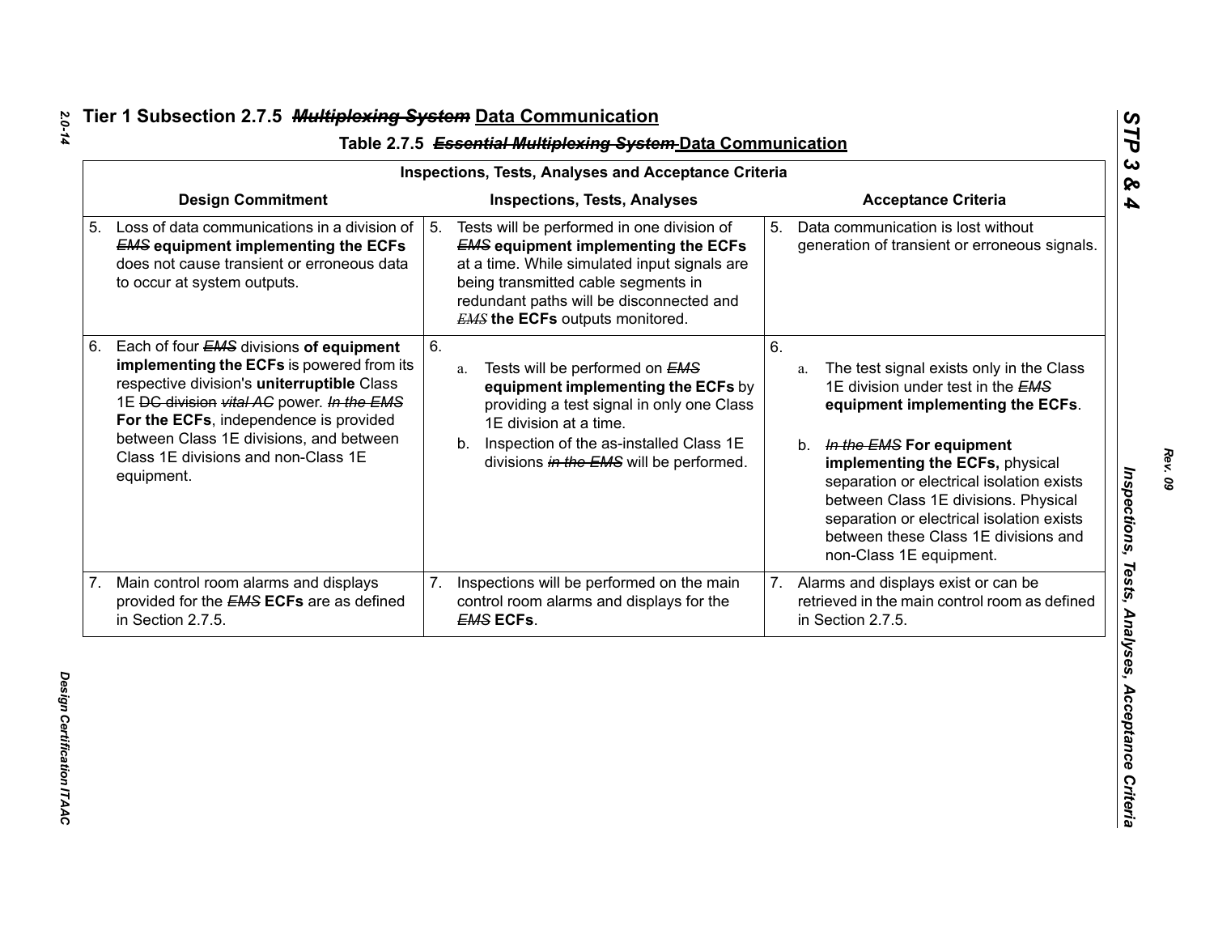# Tier 1 Subsection 2.7.5 ~~*Multiplexing System*~~ Data Communication

## Table 2.7.5 ~~*Essential Multiplexing System*~~ Data Communication

| Inspections, Tests, Analyses and Acceptance Criteria | | |
|---|---|---|
| **Design Commitment** | **Inspections, Tests, Analyses** | **Acceptance Criteria** |
| 5. Loss of data communications in a division of ~~*EMS*~~ **equipment implementing the ECFs** does not cause transient or erroneous data to occur at system outputs. | 5. Tests will be performed in one division of ~~*EMS*~~ **equipment implementing the ECFs** at a time. While simulated input signals are being transmitted cable segments in redundant paths will be disconnected and ~~*EMS*~~ **the ECFs** outputs monitored. | 5. Data communication is lost without generation of transient or erroneous signals. |
| 6. Each of four ~~*EMS*~~ divisions **of equipment implementing the ECFs** is powered from its respective division's **uniterruptible** Class 1E ~~DC division~~ *vital AC* power. ~~*In the EMS*~~ **For the ECFs**, independence is provided between Class 1E divisions, and between Class 1E divisions and non-Class 1E equipment. | 6.<br>a. Tests will be performed on ~~*EMS*~~ **equipment implementing the ECFs** by providing a test signal in only one Class 1E division at a time.<br>b. Inspection of the as-installed Class 1E divisions ~~*in the EMS*~~ will be performed. | 6.<br>a. The test signal exists only in the Class 1E division under test in the ~~*EMS*~~ **equipment implementing the ECFs**.<br>b. ~~*In the EMS*~~ **For equipment implementing the ECFs,** physical separation or electrical isolation exists between Class 1E divisions. Physical separation or electrical isolation exists between these Class 1E divisions and non-Class 1E equipment. |
| 7. Main control room alarms and displays provided for the ~~*EMS*~~ **ECFs** are as defined in Section 2.7.5. | 7. Inspections will be performed on the main control room alarms and displays for the ~~*EMS*~~ **ECFs**. | 7. Alarms and displays exist or can be retrieved in the main control room as defined in Section 2.7.5. |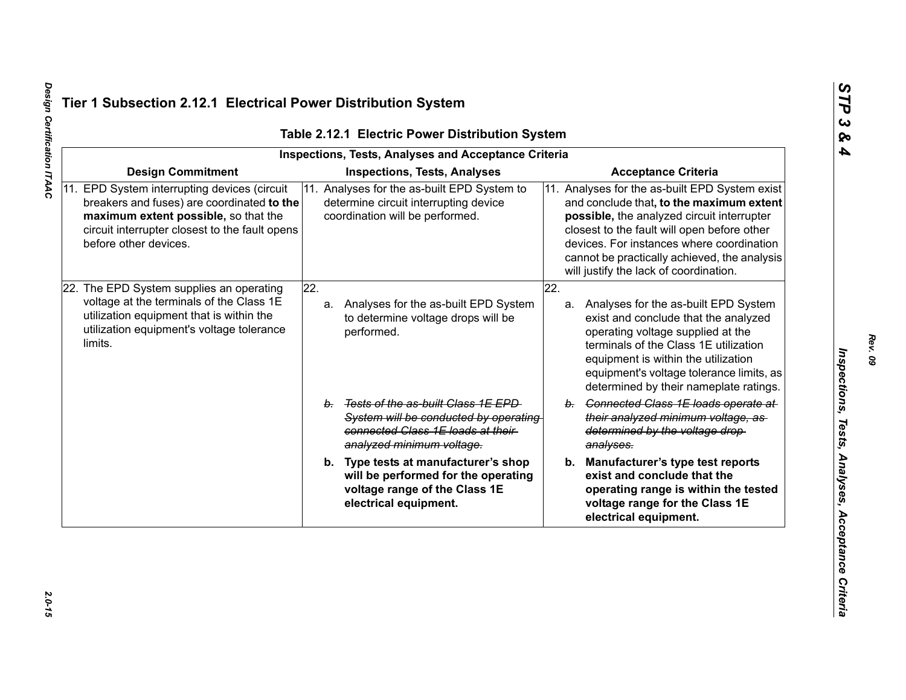## Tier 1 Subsection 2.12.1 Electrical Power Distribution System

**Table 2.12.1 Electric Power Distribution System**

| Inspections, Tests, Analyses and Acceptance Criteria | | |
|---|---|---|
| **Design Commitment** | **Inspections, Tests, Analyses** | **Acceptance Criteria** |
| 11. EPD System interrupting devices (circuit breakers and fuses) are coordinated **to the maximum extent possible,** so that the circuit interrupter closest to the fault opens before other devices. | 11. Analyses for the as-built EPD System to determine circuit interrupting device coordination will be performed. | 11. Analyses for the as-built EPD System exist and conclude that**, to the maximum extent possible,** the analyzed circuit interrupter closest to the fault will open before other devices. For instances where coordination cannot be practically achieved, the analysis will justify the lack of coordination. |
| 22. The EPD System supplies an operating voltage at the terminals of the Class 1E utilization equipment that is within the utilization equipment's voltage tolerance limits. | 22.<br>a. Analyses for the as-built EPD System to determine voltage drops will be performed.<br>~~b. Tests of the as-built Class 1E EPD System will be conducted by operating connected Class 1E loads at their analyzed minimum voltage.~~<br>**b. Type tests at manufacturer's shop will be performed for the operating voltage range of the Class 1E electrical equipment.** | 22.<br>a. Analyses for the as-built EPD System exist and conclude that the analyzed operating voltage supplied at the terminals of the Class 1E utilization equipment is within the utilization equipment's voltage tolerance limits, as determined by their nameplate ratings.<br>~~b. Connected Class 1E loads operate at their analyzed minimum voltage, as determined by the voltage drop analyses.~~<br>**b. Manufacturer's type test reports exist and conclude that the operating range is within the tested voltage range for the Class 1E electrical equipment.** |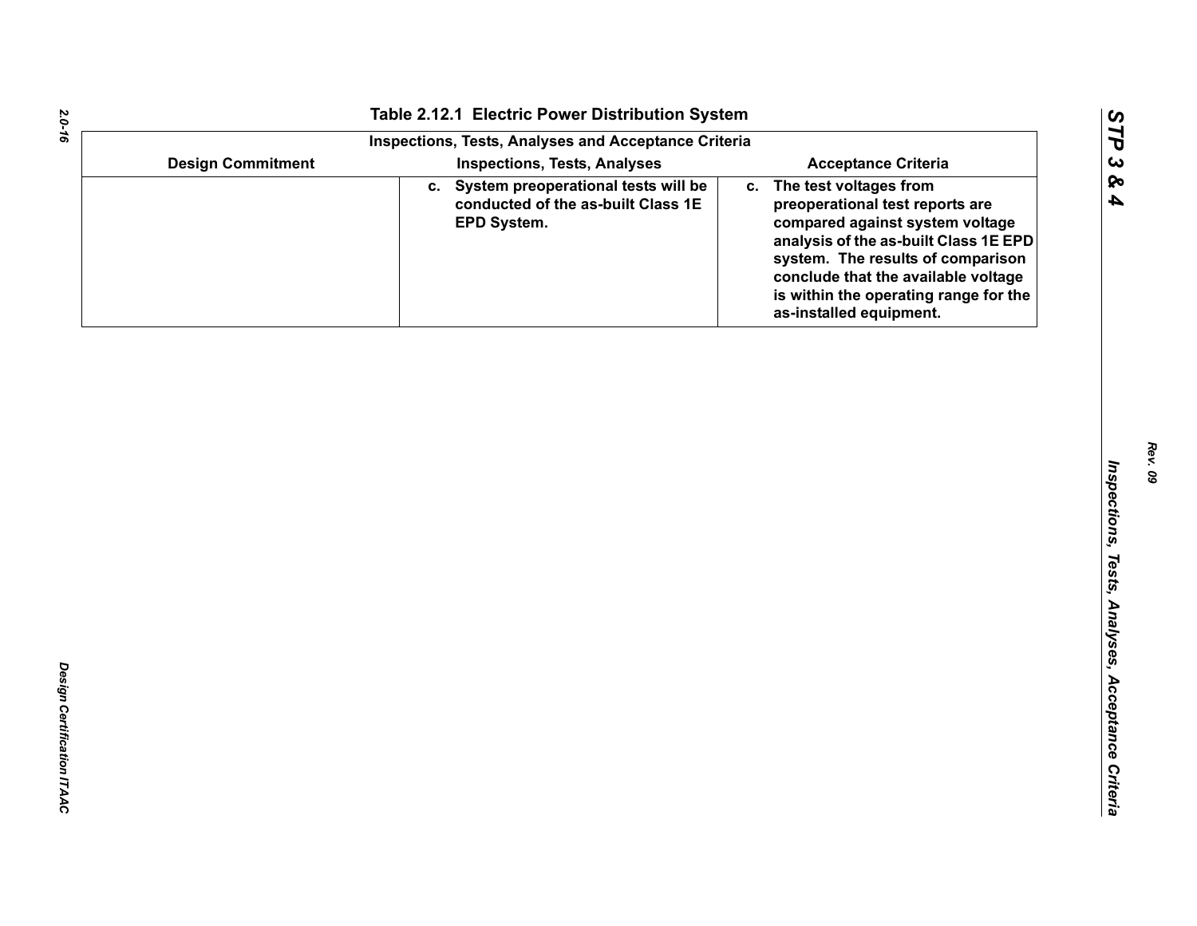Table 2.12.1 Electric Power Distribution System

| Inspections, Tests, Analyses and Acceptance Criteria | | |
|---|---|---|
| **Design Commitment** | **Inspections, Tests, Analyses** | **Acceptance Criteria** |
| | c. System preoperational tests will be conducted of the as-built Class 1E EPD System. | c. The test voltages from preoperational test reports are compared against system voltage analysis of the as-built Class 1E EPD system. The results of comparison conclude that the available voltage is within the operating range for the as-installed equipment. |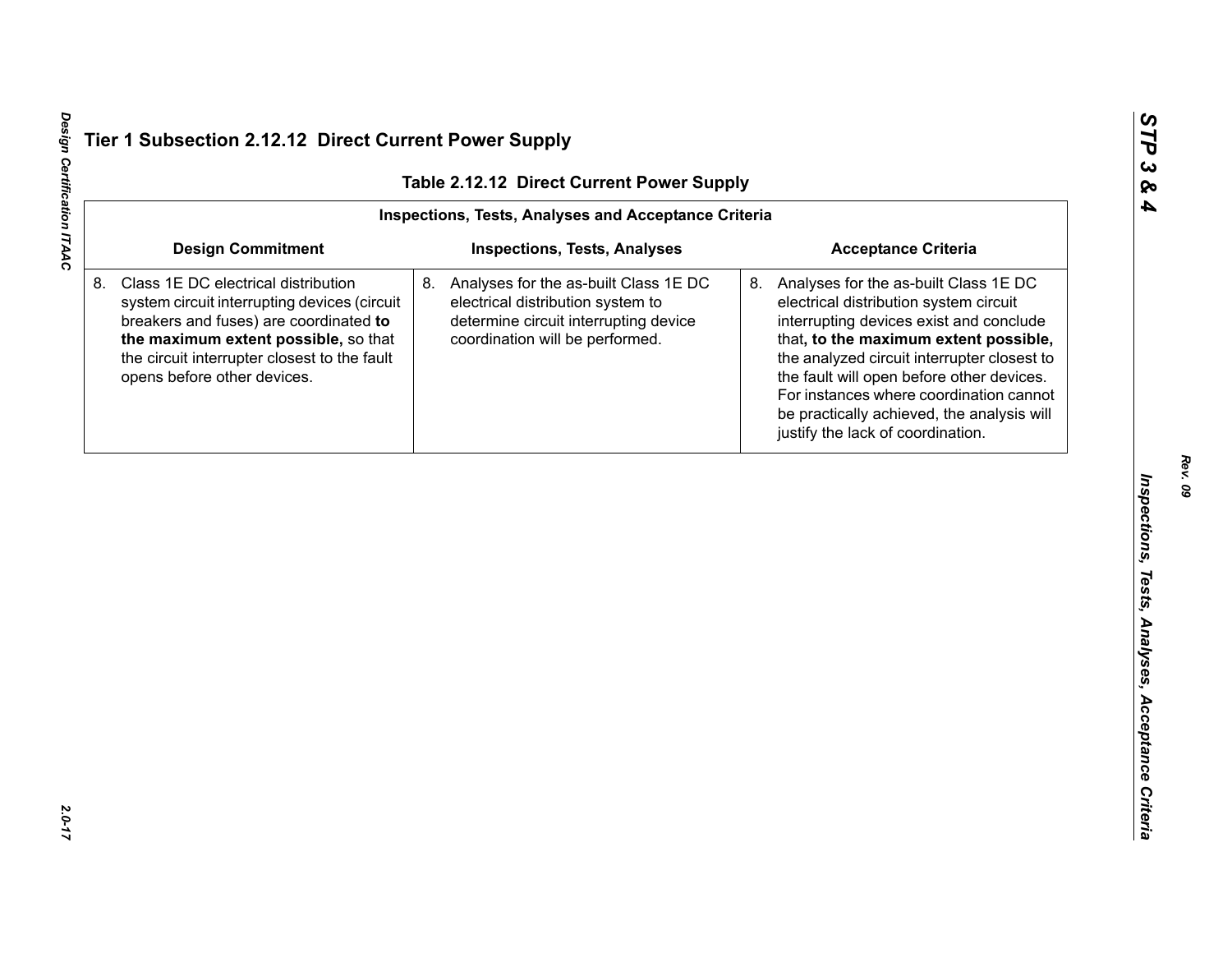# Tier 1 Subsection 2.12.12 Direct Current Power Supply

**Table 2.12.12 Direct Current Power Supply**

| Inspections, Tests, Analyses and Acceptance Criteria | | |
|---|---|---|
| **Design Commitment** | **Inspections, Tests, Analyses** | **Acceptance Criteria** |
| 8. Class 1E DC electrical distribution system circuit interrupting devices (circuit breakers and fuses) are coordinated **to the maximum extent possible,** so that the circuit interrupter closest to the fault opens before other devices. | 8. Analyses for the as-built Class 1E DC electrical distribution system to determine circuit interrupting device coordination will be performed. | 8. Analyses for the as-built Class 1E DC electrical distribution system circuit interrupting devices exist and conclude that**, to the maximum extent possible,** the analyzed circuit interrupter closest to the fault will open before other devices. For instances where coordination cannot be practically achieved, the analysis will justify the lack of coordination. |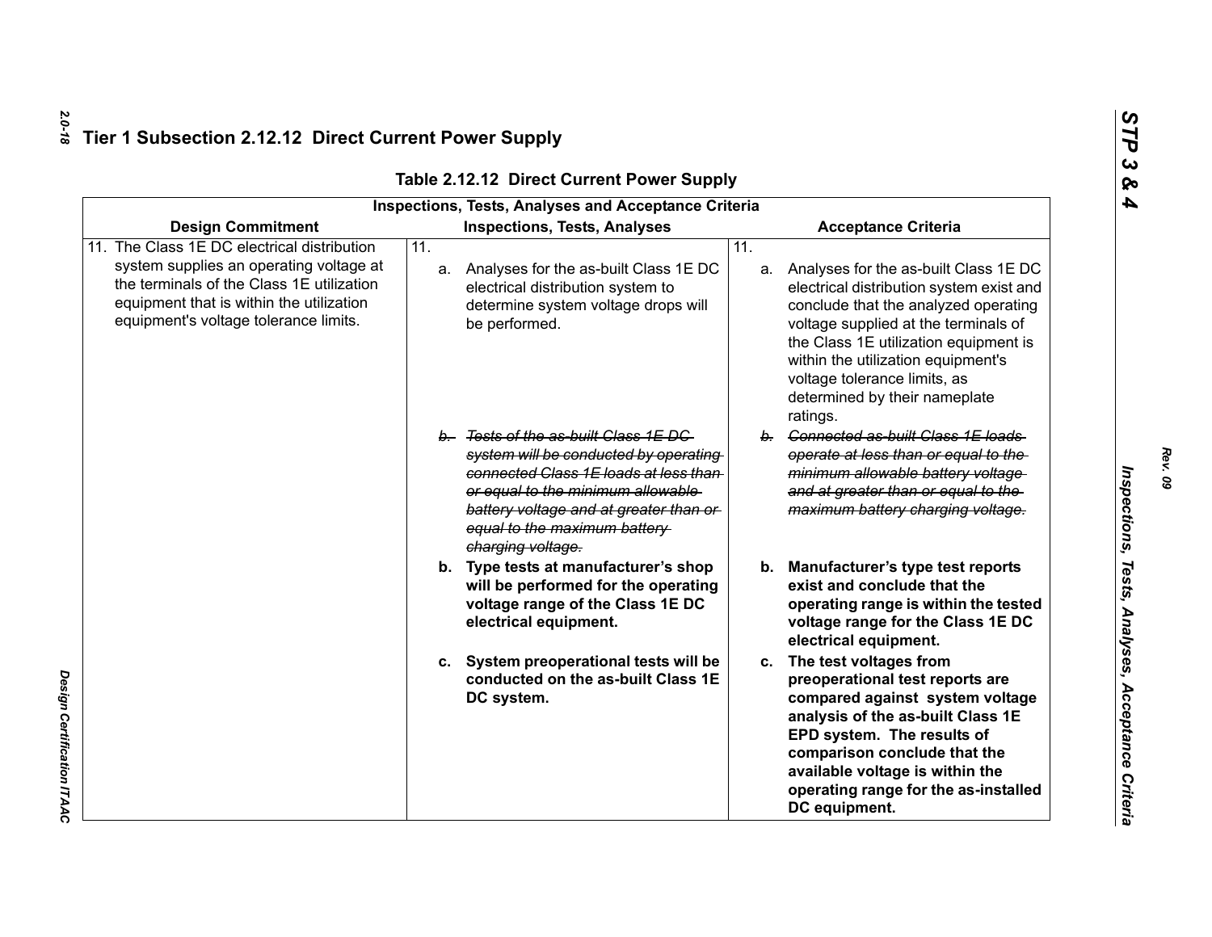# Tier 1 Subsection 2.12.12 Direct Current Power Supply

**Table 2.12.12 Direct Current Power Supply**

| Inspections, Tests, Analyses and Acceptance Criteria | | |
|---|---|---|
| **Design Commitment** | **Inspections, Tests, Analyses** | **Acceptance Criteria** |
| 11. The Class 1E DC electrical distribution system supplies an operating voltage at the terminals of the Class 1E utilization equipment that is within the utilization equipment's voltage tolerance limits. | 11.<br>a. Analyses for the as-built Class 1E DC electrical distribution system to determine system voltage drops will be performed. | 11.<br>a. Analyses for the as-built Class 1E DC electrical distribution system exist and conclude that the analyzed operating voltage supplied at the terminals of the Class 1E utilization equipment is within the utilization equipment's voltage tolerance limits, as determined by their nameplate ratings. |
| | ~~b. Tests of the as-built Class 1E DC system will be conducted by operating connected Class 1E loads at less than or equal to the minimum allowable battery voltage and at greater than or equal to the maximum battery charging voltage.~~ | ~~b. Connected as-built Class 1E loads operate at less than or equal to the minimum allowable battery voltage and at greater than or equal to the maximum battery charging voltage.~~ |
| | **b. Type tests at manufacturer's shop will be performed for the operating voltage range of the Class 1E DC electrical equipment.** | **b. Manufacturer's type test reports exist and conclude that the operating range is within the tested voltage range for the Class 1E DC electrical equipment.** |
| | **c. System preoperational tests will be conducted on the as-built Class 1E DC system.** | **c. The test voltages from preoperational test reports are compared against system voltage analysis of the as-built Class 1E EPD system. The results of comparison conclude that the available voltage is within the operating range for the as-installed DC equipment.** |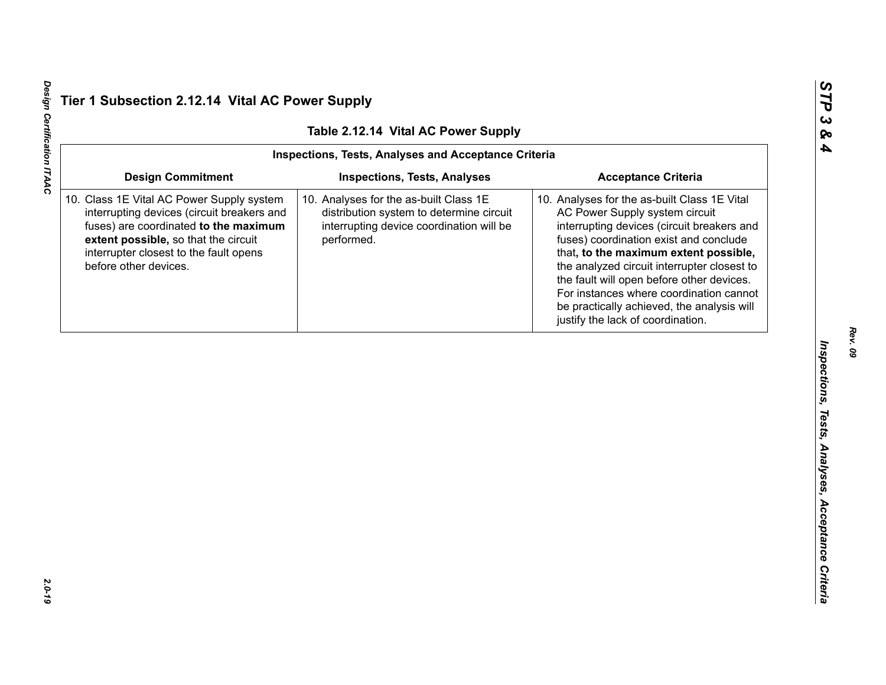## Tier 1 Subsection 2.12.14 Vital AC Power Supply

**Table 2.12.14 Vital AC Power Supply**

| Inspections, Tests, Analyses and Acceptance Criteria | | |
|---|---|---|
| **Design Commitment** | **Inspections, Tests, Analyses** | **Acceptance Criteria** |
| 10. Class 1E Vital AC Power Supply system interrupting devices (circuit breakers and fuses) are coordinated **to the maximum extent possible,** so that the circuit interrupter closest to the fault opens before other devices. | 10. Analyses for the as-built Class 1E distribution system to determine circuit interrupting device coordination will be performed. | 10. Analyses for the as-built Class 1E Vital AC Power Supply system circuit interrupting devices (circuit breakers and fuses) coordination exist and conclude that**, to the maximum extent possible,** the analyzed circuit interrupter closest to the fault will open before other devices. For instances where coordination cannot be practically achieved, the analysis will justify the lack of coordination. |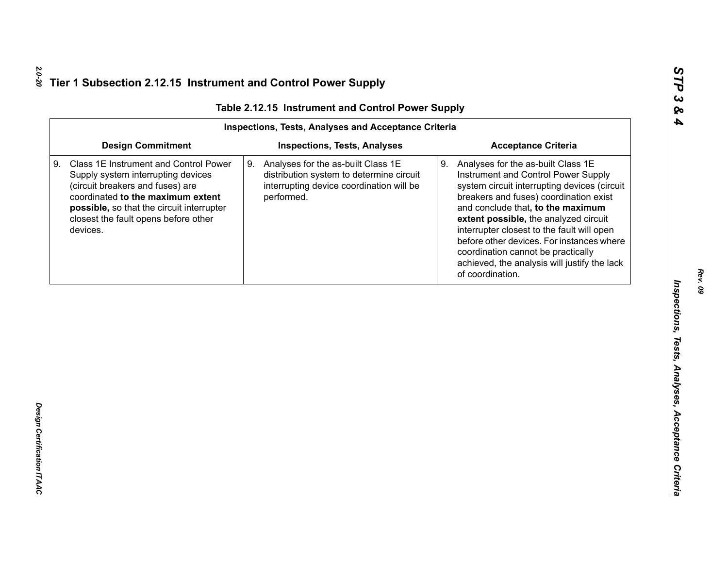## Tier 1 Subsection 2.12.15 Instrument and Control Power Supply

**Table 2.12.15 Instrument and Control Power Supply**

| Inspections, Tests, Analyses and Acceptance Criteria | | |
|---|---|---|
| **Design Commitment** | **Inspections, Tests, Analyses** | **Acceptance Criteria** |
| 9. Class 1E Instrument and Control Power Supply system interrupting devices (circuit breakers and fuses) are coordinated **to the maximum extent possible,** so that the circuit interrupter closest the fault opens before other devices. | 9. Analyses for the as-built Class 1E distribution system to determine circuit interrupting device coordination will be performed. | 9. Analyses for the as-built Class 1E Instrument and Control Power Supply system circuit interrupting devices (circuit breakers and fuses) coordination exist and conclude that**, to the maximum extent possible,** the analyzed circuit interrupter closest to the fault will open before other devices. For instances where coordination cannot be practically achieved, the analysis will justify the lack of coordination. |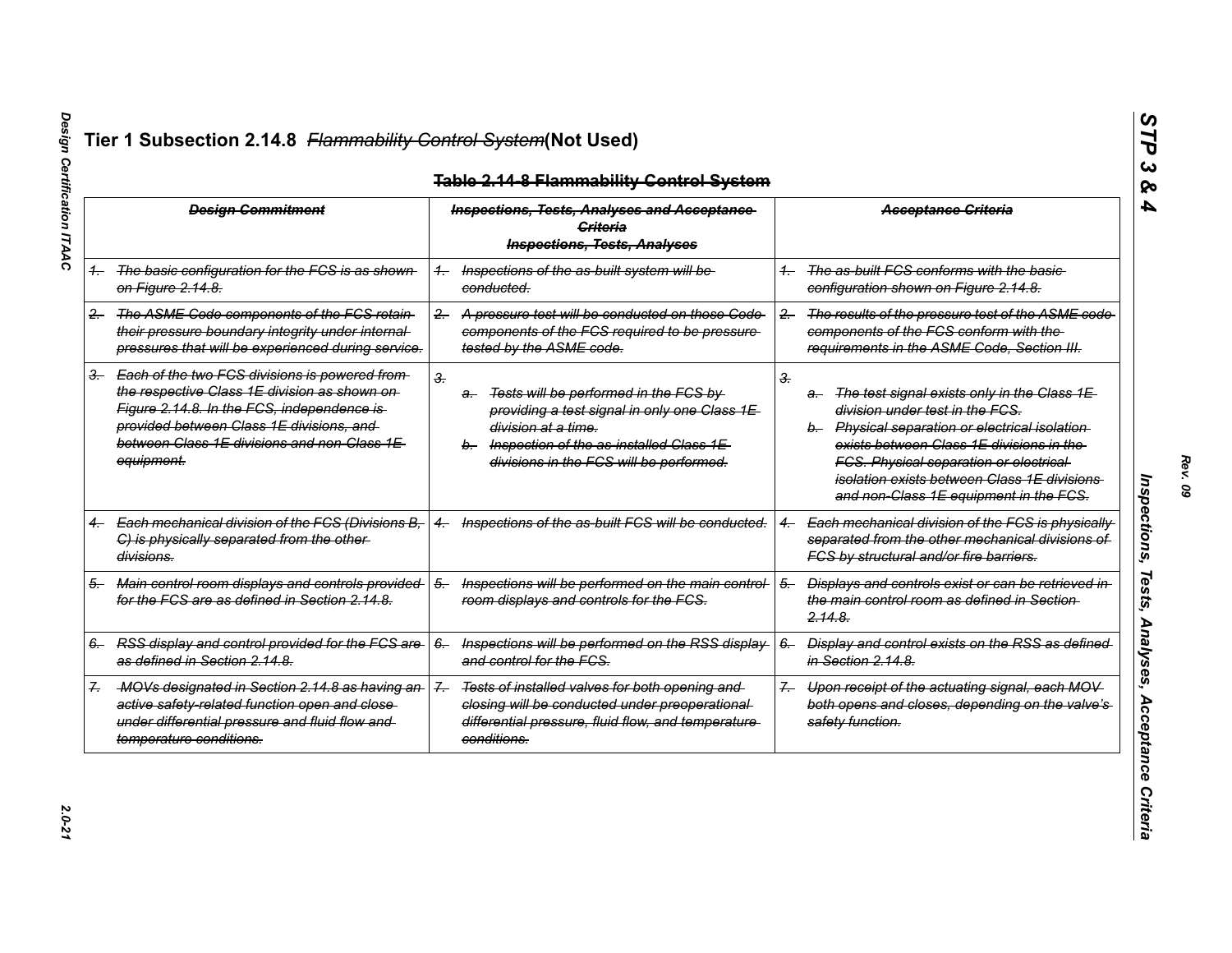# Tier 1 Subsection 2.14.8 ~~*Flammability Control System*~~(Not Used)

**~~Table 2.14-8 Flammability Control System~~**

| ~~*Design Commitment*~~ | ~~*Inspections, Tests, Analyses and Acceptance Criteria*~~ ~~*Inspections, Tests, Analyses*~~ | ~~*Acceptance Criteria*~~ |
|---|---|---|
| ~~*1. The basic configuration for the FCS is as shown on Figure 2.14.8.*~~ | ~~*1. Inspections of the as-built system will be conducted.*~~ | ~~*1. The as-built FCS conforms with the basic configuration shown on Figure 2.14.8.*~~ |
| ~~*2. The ASME Code components of the FCS retain their pressure boundary integrity under internal pressures that will be experienced during service.*~~ | ~~*2. A pressure test will be conducted on those Code components of the FCS required to be pressure tested by the ASME code.*~~ | ~~*2. The results of the pressure test of the ASME code components of the FCS conform with the requirements in the ASME Code, Section III.*~~ |
| ~~*3. Each of the two FCS divisions is powered from the respective Class 1E division as shown on Figure 2.14.8. In the FCS, independence is provided between Class 1E divisions, and between Class 1E divisions and non-Class 1E equipment.*~~ | ~~*3.*~~<br>~~*a. Tests will be performed in the FCS by providing a test signal in only one Class 1E division at a time.*~~<br>~~*b. Inspection of the as-installed Class 1E divisions in the FCS will be performed.*~~ | ~~*3.*~~<br>~~*a. The test signal exists only in the Class 1E division under test in the FCS.*~~<br>~~*b. Physical separation or electrical isolation exists between Class 1E divisions in the FCS. Physical separation or electrical isolation exists between Class 1E divisions and non-Class 1E equipment in the FCS.*~~ |
| ~~*4. Each mechanical division of the FCS (Divisions B, C) is physically separated from the other divisions.*~~ | ~~*4. Inspections of the as-built FCS will be conducted.*~~ | ~~*4. Each mechanical division of the FCS is physically separated from the other mechanical divisions of FCS by structural and/or fire barriers.*~~ |
| ~~*5. Main control room displays and controls provided for the FCS are as defined in Section 2.14.8.*~~ | ~~*5. Inspections will be performed on the main control room displays and controls for the FCS.*~~ | ~~*5. Displays and controls exist or can be retrieved in the main control room as defined in Section 2.14.8.*~~ |
| ~~*6. RSS display and control provided for the FCS are as defined in Section 2.14.8.*~~ | ~~*6. Inspections will be performed on the RSS display and control for the FCS.*~~ | ~~*6. Display and control exists on the RSS as defined in Section 2.14.8.*~~ |
| ~~*7. MOVs designated in Section 2.14.8 as having an active safety-related function open and close under differential pressure and fluid flow and temperature conditions.*~~ | ~~*7. Tests of installed valves for both opening and closing will be conducted under preoperational differential pressure, fluid flow, and temperature conditions.*~~ | ~~*7. Upon receipt of the actuating signal, each MOV both opens and closes, depending on the valve's safety function.*~~ |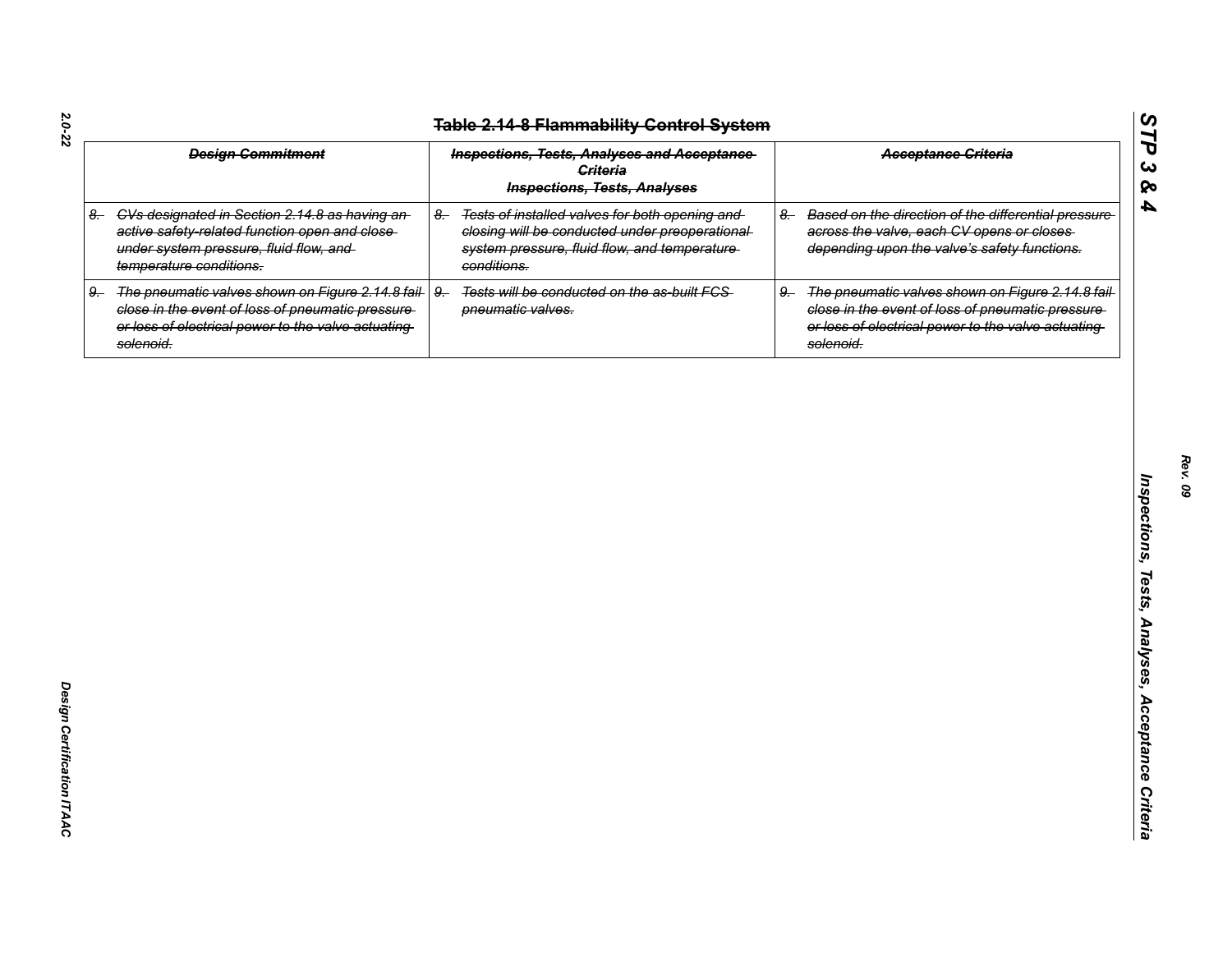# Table 2.14-8 Flammability Control System

| Design Commitment | Inspections, Tests, Analyses and Acceptance Criteria<br>Inspections, Tests, Analyses | Acceptance Criteria |
|---|---|---|
| 8. CVs designated in Section 2.14.8 as having an active safety-related function open and close under system pressure, fluid flow, and temperature conditions. | 8. Tests of installed valves for both opening and closing will be conducted under preoperational system pressure, fluid flow, and temperature conditions. | 8. Based on the direction of the differential pressure across the valve, each CV opens or closes depending upon the valve's safety functions. |
| 9. The pneumatic valves shown on Figure 2.14.8 fail close in the event of loss of pneumatic pressure or loss of electrical power to the valve actuating solenoid. | 9. Tests will be conducted on the as-built FCS pneumatic valves. | 9. The pneumatic valves shown on Figure 2.14.8 fail close in the event of loss of pneumatic pressure or loss of electrical power to the valve actuating solenoid. |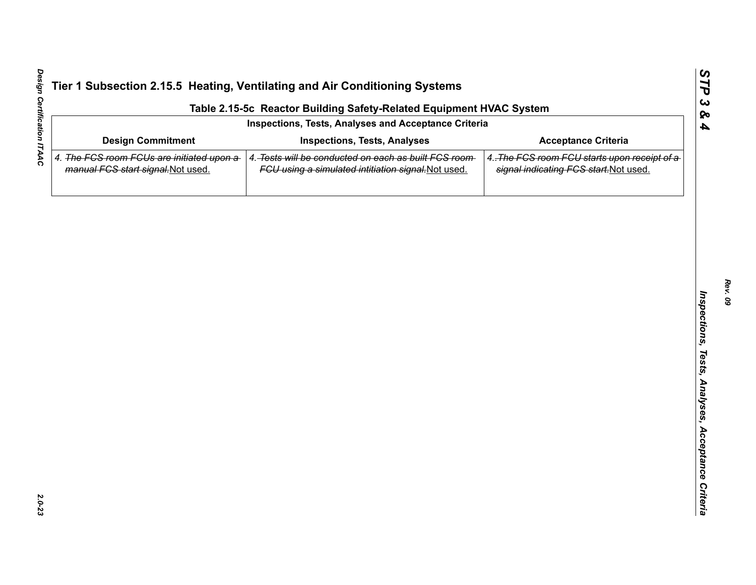## Tier 1 Subsection 2.15.5 Heating, Ventilating and Air Conditioning Systems

**Table 2.15-5c Reactor Building Safety-Related Equipment HVAC System**

| Inspections, Tests, Analyses and Acceptance Criteria | | |
|---|---|---|
| **Design Commitment** | **Inspections, Tests, Analyses** | **Acceptance Criteria** |
| 4. ~~The FCS room FCUs are initiated upon a manual FCS start signal.~~Not used. | 4. ~~Tests will be conducted on each as built FCS room FCU using a simulated intitiation signal.~~Not used. | 4. ~~.The FCS room FCU starts upon receipt of a signal indicating FCS start.~~Not used. |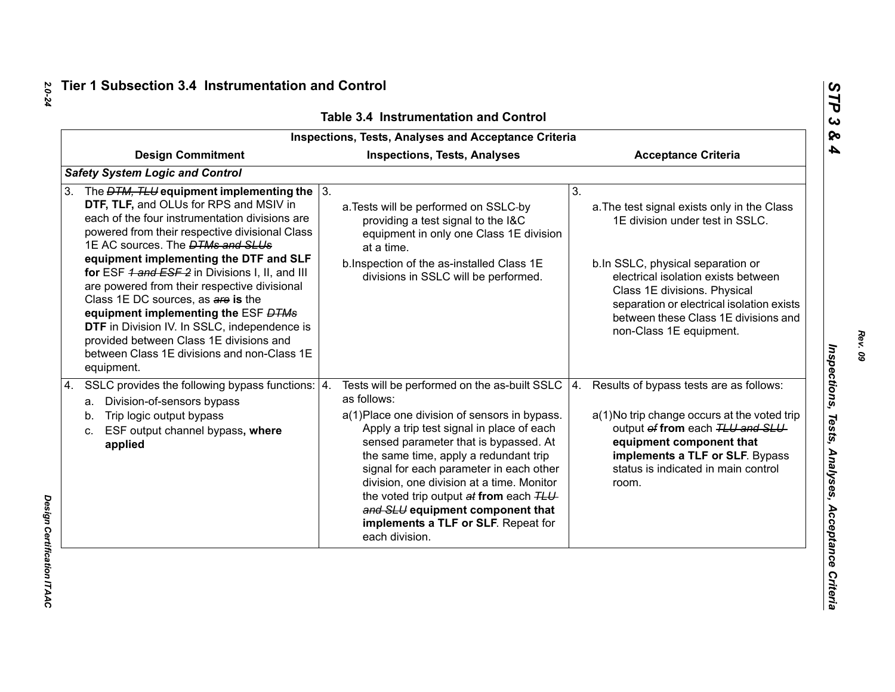## Tier 1 Subsection 3.4 Instrumentation and Control

**Table 3.4 Instrumentation and Control**

| Inspections, Tests, Analyses and Acceptance Criteria | | |
|---|---|---|
| **Design Commitment** | **Inspections, Tests, Analyses** | **Acceptance Criteria** |
| ***Safety System Logic and Control*** | | |
| 3. The ~~DTM, TLU~~ **equipment implementing the DTF, TLF,** and OLUs for RPS and MSIV in each of the four instrumentation divisions are powered from their respective divisional Class 1E AC sources. The ~~DTMs and SLUs~~ **equipment implementing the DTF and SLF for** ESF ~~1 and ESF 2~~ in Divisions I, II, and III are powered from their respective divisional Class 1E DC sources, as ~~are~~ **is** the **equipment implementing the** ESF ~~DTMs~~ **DTF** in Division IV. In SSLC, independence is provided between Class 1E divisions and between Class 1E divisions and non-Class 1E equipment. | 3. a. Tests will be performed on SSLC by providing a test signal to the I&C equipment in only one Class 1E division at a time. b. Inspection of the as-installed Class 1E divisions in SSLC will be performed. | 3. a. The test signal exists only in the Class 1E division under test in SSLC. b. In SSLC, physical separation or electrical isolation exists between Class 1E divisions. Physical separation or electrical isolation exists between these Class 1E divisions and non-Class 1E equipment. |
| 4. SSLC provides the following bypass functions: a. Division-of-sensors bypass b. Trip logic output bypass c. ESF output channel bypass**, where applied** | 4. Tests will be performed on the as-built SSLC as follows: a(1) Place one division of sensors in bypass. Apply a trip test signal in place of each sensed parameter that is bypassed. At the same time, apply a redundant trip signal for each parameter in each other division, one division at a time. Monitor the voted trip output ~~at~~ **from** each ~~TLU and SLU~~ **equipment component that implements a TLF or SLF**. Repeat for each division. | 4. Results of bypass tests are as follows: a(1) No trip change occurs at the voted trip output ~~of~~ **from** each ~~TLU and SLU~~ **equipment component that implements a TLF or SLF**. Bypass status is indicated in main control room. |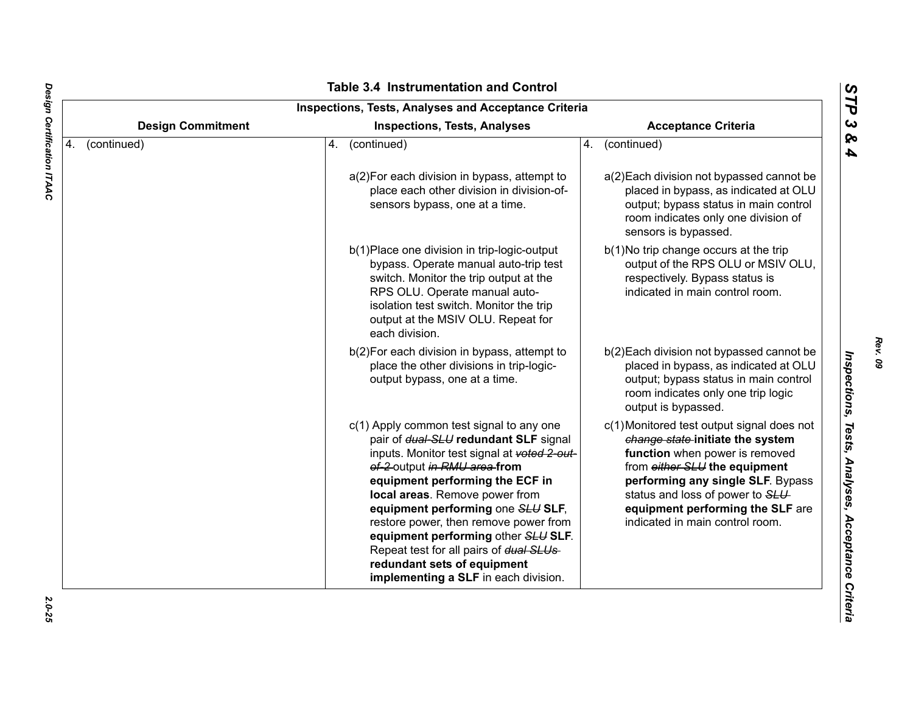## Table 3.4 Instrumentation and Control

| Inspections, Tests, Analyses and Acceptance Criteria | | |
|---|---|---|
| **Design Commitment** | **Inspections, Tests, Analyses** | **Acceptance Criteria** |
| 4. (continued) | 4. (continued) | 4. (continued) |
| | a(2)For each division in bypass, attempt to place each other division in division-of-sensors bypass, one at a time. | a(2)Each division not bypassed cannot be placed in bypass, as indicated at OLU output; bypass status in main control room indicates only one division of sensors is bypassed. |
| | b(1)Place one division in trip-logic-output bypass. Operate manual auto-trip test switch. Monitor the trip output at the RPS OLU. Operate manual auto-isolation test switch. Monitor the trip output at the MSIV OLU. Repeat for each division. | b(1)No trip change occurs at the trip output of the RPS OLU or MSIV OLU, respectively. Bypass status is indicated in main control room. |
| | b(2)For each division in bypass, attempt to place the other divisions in trip-logic-output bypass, one at a time. | b(2)Each division not bypassed cannot be placed in bypass, as indicated at OLU output; bypass status in main control room indicates only one trip logic output is bypassed. |
| | c(1) Apply common test signal to any one pair of ~~*dual-SLU*~~ **redundant SLF** signal inputs. Monitor test signal at ~~*voted 2-out-of-2*~~ output ~~*in RMU area*~~ **from equipment performing the ECF in local areas**. Remove power from **equipment performing** one ~~*SLU*~~ **SLF**, restore power, then remove power from **equipment performing** other ~~*SLU*~~ **SLF**. Repeat test for all pairs of ~~*dual SLUs*~~ **redundant sets of equipment implementing a SLF** in each division. | c(1)Monitored test output signal does not ~~*change state*~~ **initiate the system function** when power is removed from ~~*either SLU*~~ **the equipment performing any single SLF**. Bypass status and loss of power to ~~*SLU*~~ **equipment performing the SLF** are indicated in main control room. |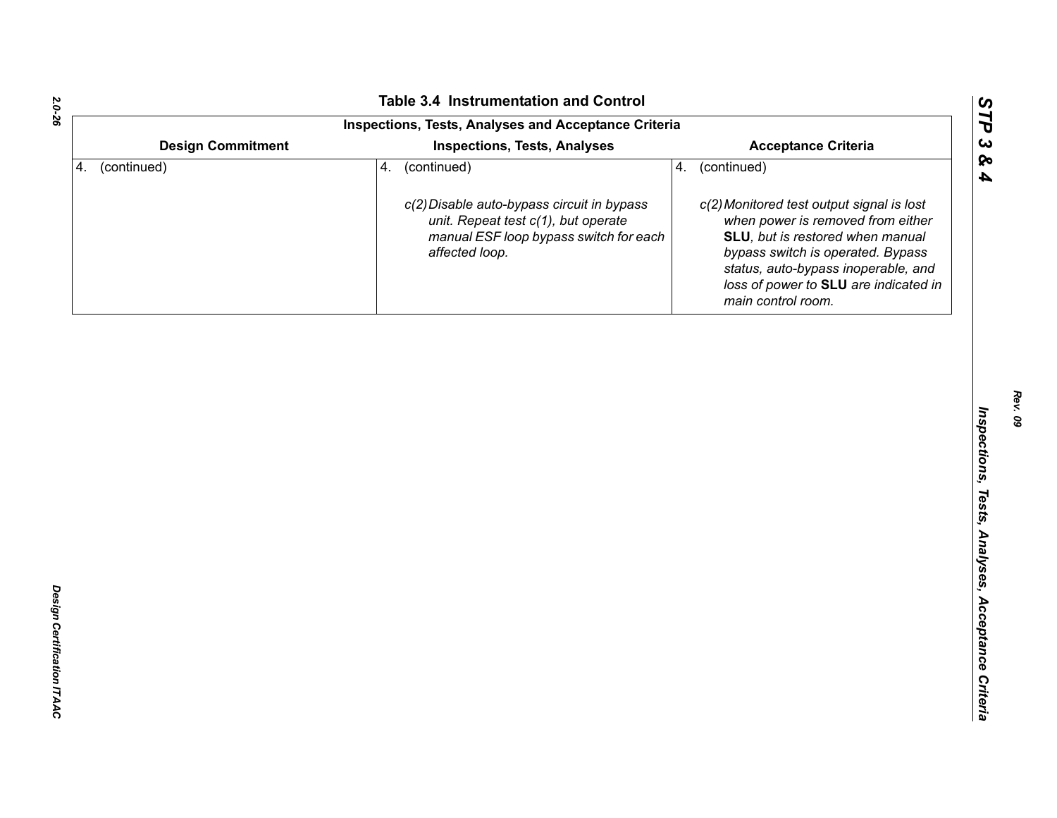**Table 3.4 Instrumentation and Control**

| Inspections, Tests, Analyses and Acceptance Criteria | | |
|---|---|---|
| **Design Commitment** | **Inspections, Tests, Analyses** | **Acceptance Criteria** |
| 4. (continued) | 4. (continued)<br><br>*c(2) Disable auto-bypass circuit in bypass unit. Repeat test c(1), but operate manual ESF loop bypass switch for each affected loop.* | 4. (continued)<br><br>*c(2) Monitored test output signal is lost when power is removed from either* ***SLU****, but is restored when manual bypass switch is operated. Bypass status, auto-bypass inoperable, and loss of power to* ***SLU*** *are indicated in main control room.* |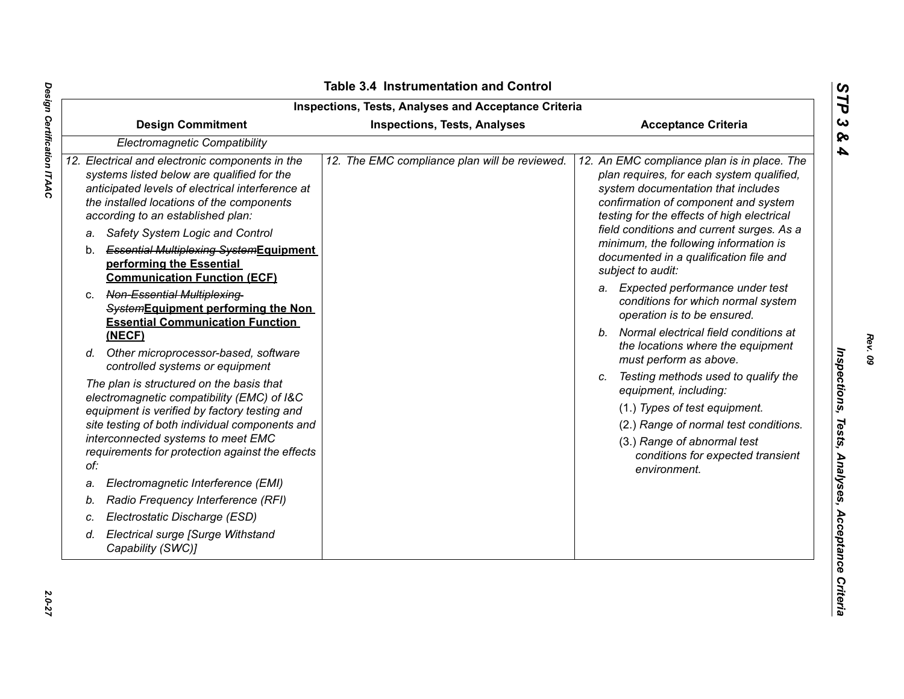# Table 3.4 Instrumentation and Control

| Inspections, Tests, Analyses and Acceptance Criteria | | |
|---|---|---|
| **Design Commitment** | **Inspections, Tests, Analyses** | **Acceptance Criteria** |
| *Electromagnetic Compatibility* | | |
| *12. Electrical and electronic components in the systems listed below are qualified for the anticipated levels of electrical interference at the installed locations of the components according to an established plan:*<br>*a. Safety System Logic and Control*<br>b. ~~*Essential Multiplexing System*~~**<u>Equipment performing the Essential Communication Function (ECF)</u>**<br>c. ~~*Non-Essential Multiplexing System*~~**<u>Equipment performing the Non Essential Communication Function (NECF)</u>**<br>*d. Other microprocessor-based, software controlled systems or equipment*<br>*The plan is structured on the basis that electromagnetic compatibility (EMC) of I&C equipment is verified by factory testing and site testing of both individual components and interconnected systems to meet EMC requirements for protection against the effects of:*<br>*a. Electromagnetic Interference (EMI)*<br>*b. Radio Frequency Interference (RFI)*<br>*c. Electrostatic Discharge (ESD)*<br>*d. Electrical surge [Surge Withstand Capability (SWC)]* | *12. The EMC compliance plan will be reviewed.* | *12. An EMC compliance plan is in place. The plan requires, for each system qualified, system documentation that includes confirmation of component and system testing for the effects of high electrical field conditions and current surges. As a minimum, the following information is documented in a qualification file and subject to audit:*<br>*a. Expected performance under test conditions for which normal system operation is to be ensured.*<br>*b. Normal electrical field conditions at the locations where the equipment must perform as above.*<br>*c. Testing methods used to qualify the equipment, including:*<br>*(1.) Types of test equipment.*<br>*(2.) Range of normal test conditions.*<br>*(3.) Range of abnormal test conditions for expected transient environment.* |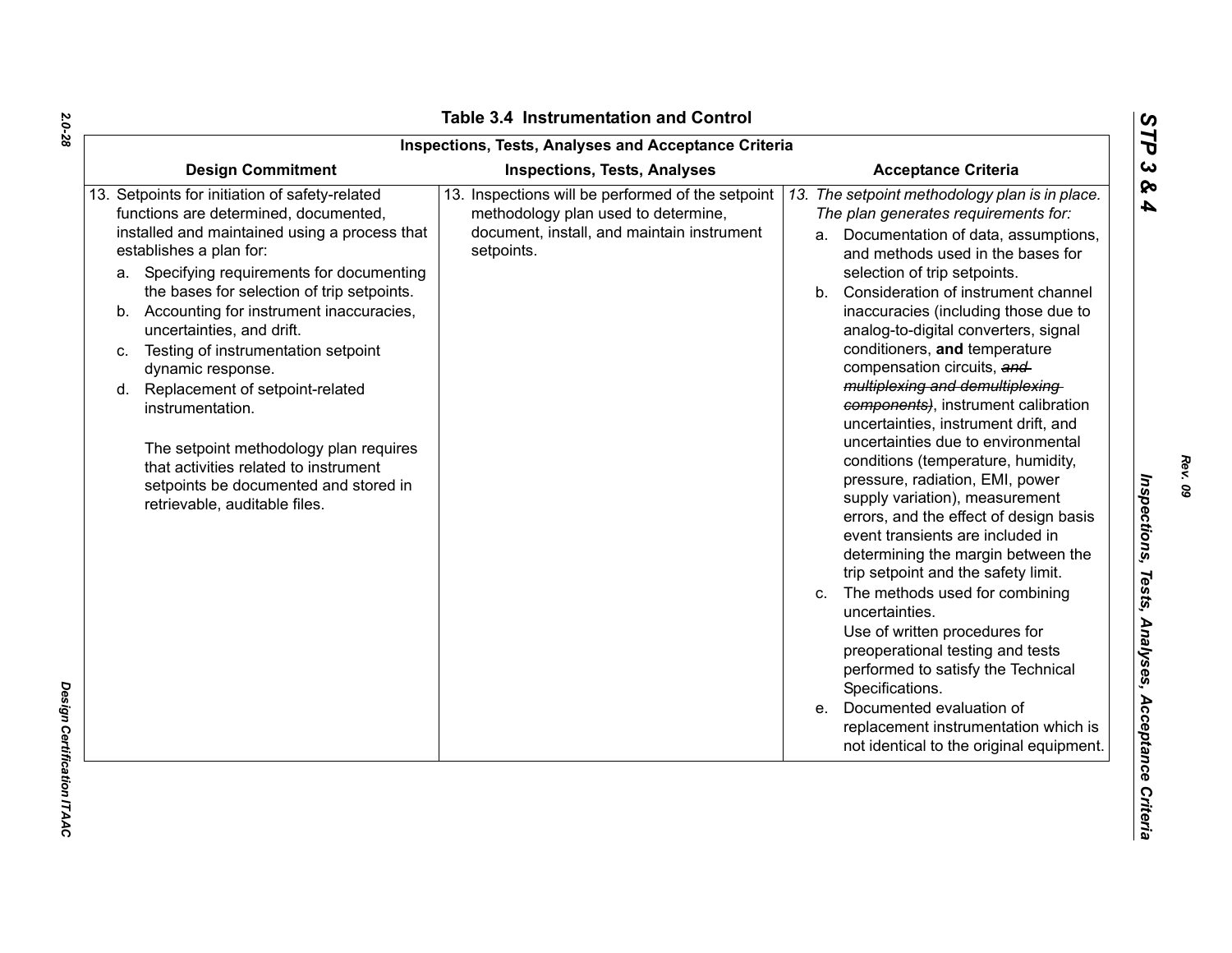# Table 3.4 Instrumentation and Control

| Inspections, Tests, Analyses and Acceptance Criteria | | |
|---|---|---|
| **Design Commitment** | **Inspections, Tests, Analyses** | **Acceptance Criteria** |
| 13. Setpoints for initiation of safety-related functions are determined, documented, installed and maintained using a process that establishes a plan for:<br>a. Specifying requirements for documenting the bases for selection of trip setpoints.<br>b. Accounting for instrument inaccuracies, uncertainties, and drift.<br>c. Testing of instrumentation setpoint dynamic response.<br>d. Replacement of setpoint-related instrumentation.<br><br>The setpoint methodology plan requires that activities related to instrument setpoints be documented and stored in retrievable, auditable files. | 13. Inspections will be performed of the setpoint methodology plan used to determine, document, install, and maintain instrument setpoints. | *13. The setpoint methodology plan is in place. The plan generates requirements for:*<br>a. Documentation of data, assumptions, and methods used in the bases for selection of trip setpoints.<br>b. Consideration of instrument channel inaccuracies (including those due to analog-to-digital converters, signal conditioners, **and** temperature compensation circuits, ~~*and multiplexing and demultiplexing components)*~~, instrument calibration uncertainties, instrument drift, and uncertainties due to environmental conditions (temperature, humidity, pressure, radiation, EMI, power supply variation), measurement errors, and the effect of design basis event transients are included in determining the margin between the trip setpoint and the safety limit.<br>c. The methods used for combining uncertainties.<br>Use of written procedures for preoperational testing and tests performed to satisfy the Technical Specifications.<br>e. Documented evaluation of replacement instrumentation which is not identical to the original equipment. |